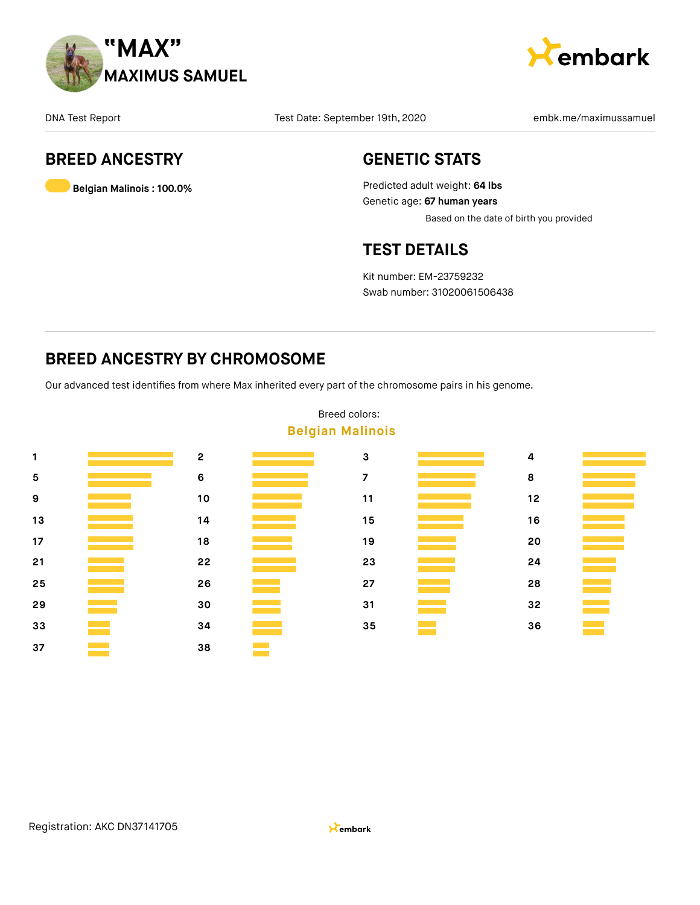# "MAX"

## MAXIMUS SAMUEL

embark

DNA Test Report | Test Date: September 19th, 2020 | embk.me/maximussamuel

## BREED ANCESTRY

**Belgian Malinois : 100.0%**

## GENETIC STATS

Predicted adult weight: **64 lbs**

Genetic age: **67 human years**

Based on the date of birth you provided

## TEST DETAILS

Kit number: EM-23759232

Swab number: 31020061506438

## BREED ANCESTRY BY CHROMOSOME

Our advanced test identifies from where Max inherited every part of the chromosome pairs in his genome.

Breed colors:

**Belgian Malinois**

1, 2, 3, 4, 5, 6, 7, 8, 9, 10, 11, 12, 13, 14, 15, 16, 17, 18, 19, 20, 21, 22, 23, 24, 25, 26, 27, 28, 29, 30, 31, 32, 33, 34, 35, 36, 37, 38

Registration: AKC DN37141705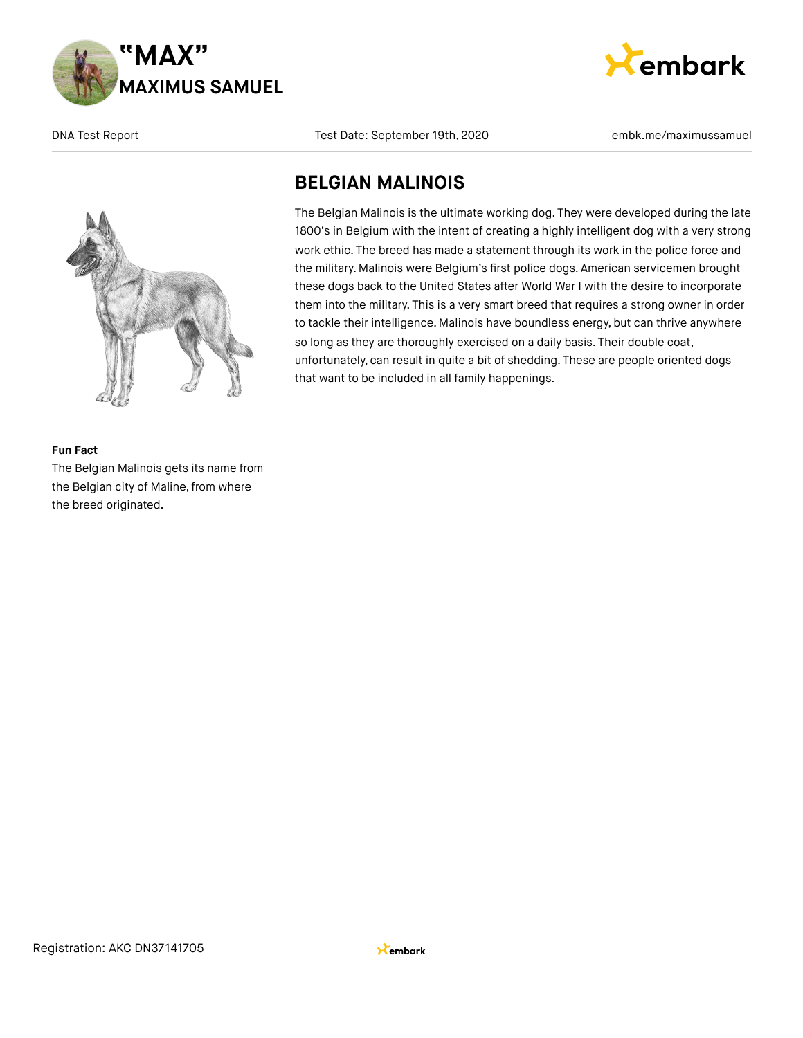## BELGIAN MALINOIS

The Belgian Malinois is the ultimate working dog. They were developed during the late 1800's in Belgium with the intent of creating a highly intelligent dog with a very strong work ethic. The breed has made a statement through its work in the police force and the military. Malinois were Belgium's first police dogs. American servicemen brought these dogs back to the United States after World War I with the desire to incorporate them into the military. This is a very smart breed that requires a strong owner in order to tackle their intelligence. Malinois have boundless energy, but can thrive anywhere so long as they are thoroughly exercised on a daily basis. Their double coat, unfortunately, can result in quite a bit of shedding. These are people oriented dogs that want to be included in all family happenings.

**Fun Fact**

The Belgian Malinois gets its name from the Belgian city of Maline, from where the breed originated.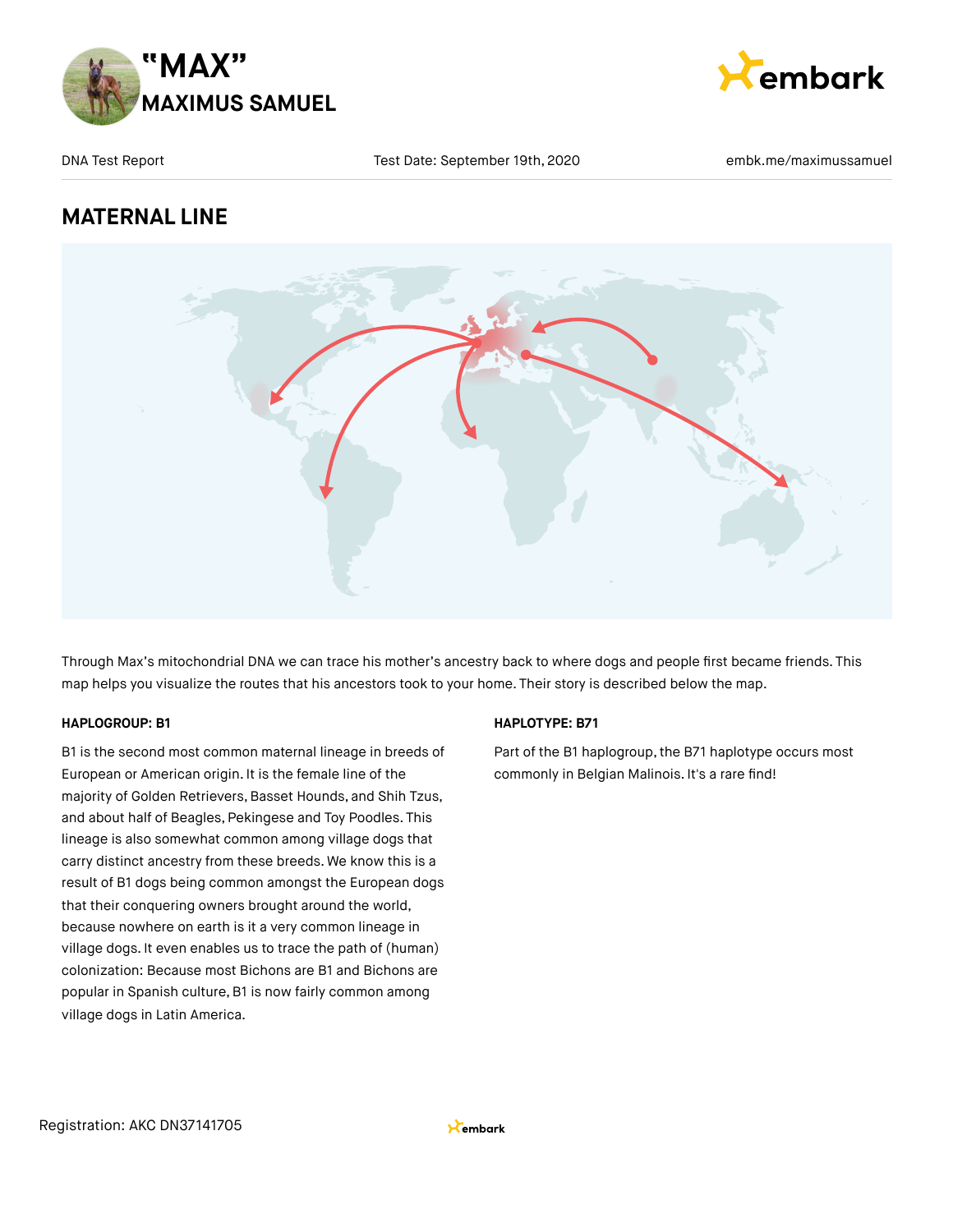# "MAX"
## MAXIMUS SAMUEL

DNA Test Report | Test Date: September 19th, 2020 | embk.me/maximussamuel

## MATERNAL LINE

Through Max's mitochondrial DNA we can trace his mother's ancestry back to where dogs and people first became friends. This map helps you visualize the routes that his ancestors took to your home. Their story is described below the map.

#### HAPLOGROUP: B1

B1 is the second most common maternal lineage in breeds of European or American origin. It is the female line of the majority of Golden Retrievers, Basset Hounds, and Shih Tzus, and about half of Beagles, Pekingese and Toy Poodles. This lineage is also somewhat common among village dogs that carry distinct ancestry from these breeds. We know this is a result of B1 dogs being common amongst the European dogs that their conquering owners brought around the world, because nowhere on earth is it a very common lineage in village dogs. It even enables us to trace the path of (human) colonization: Because most Bichons are B1 and Bichons are popular in Spanish culture, B1 is now fairly common among village dogs in Latin America.

#### HAPLOTYPE: B71

Part of the B1 haplogroup, the B71 haplotype occurs most commonly in Belgian Malinois. It's a rare find!

Registration: AKC DN37141705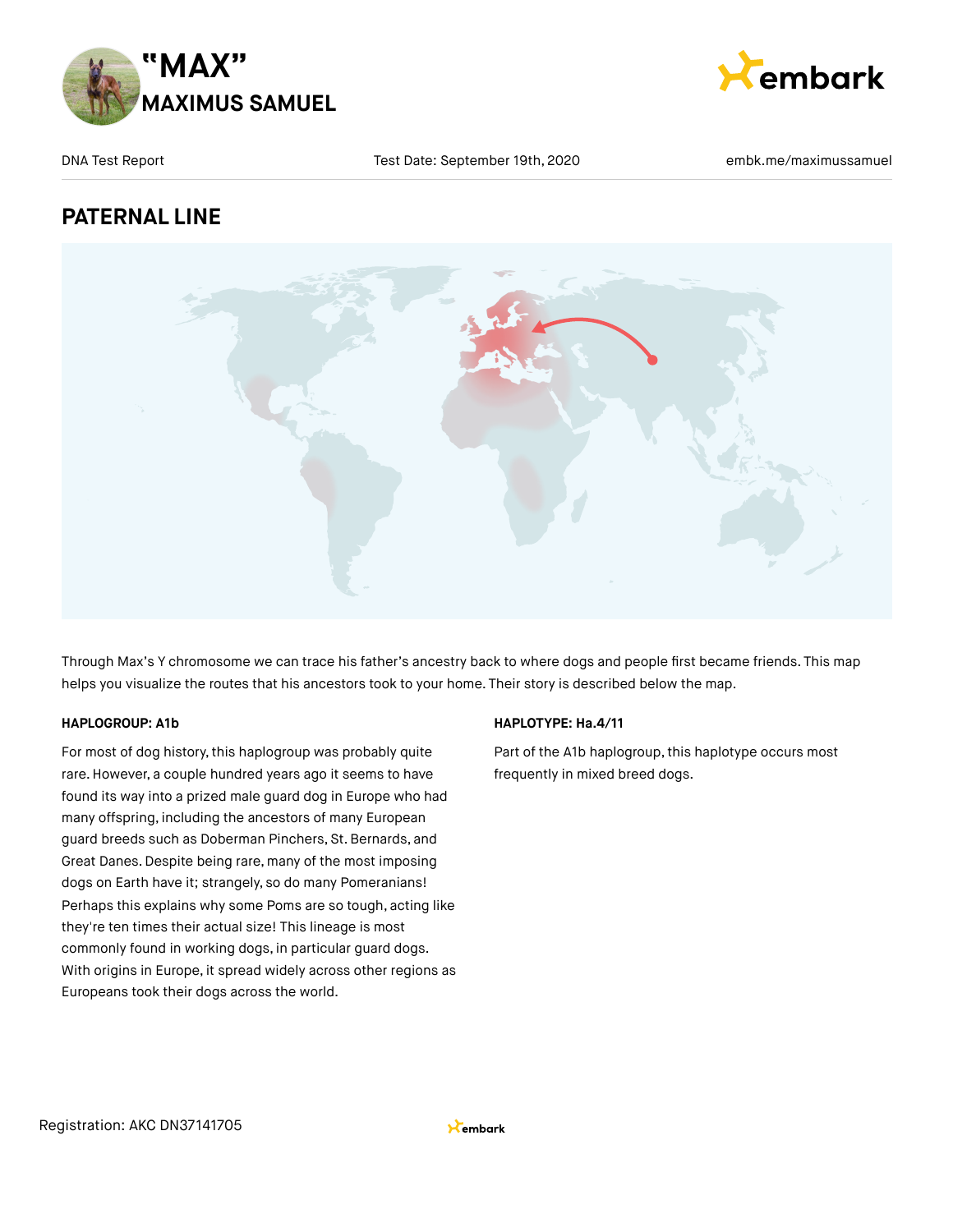# "MAX"
## MAXIMUS SAMUEL

DNA Test Report | Test Date: September 19th, 2020 | embk.me/maximussamuel

## PATERNAL LINE

Through Max's Y chromosome we can trace his father's ancestry back to where dogs and people first became friends. This map helps you visualize the routes that his ancestors took to your home. Their story is described below the map.

**HAPLOGROUP: A1b**

For most of dog history, this haplogroup was probably quite rare. However, a couple hundred years ago it seems to have found its way into a prized male guard dog in Europe who had many offspring, including the ancestors of many European guard breeds such as Doberman Pinchers, St. Bernards, and Great Danes. Despite being rare, many of the most imposing dogs on Earth have it; strangely, so do many Pomeranians! Perhaps this explains why some Poms are so tough, acting like they're ten times their actual size! This lineage is most commonly found in working dogs, in particular guard dogs. With origins in Europe, it spread widely across other regions as Europeans took their dogs across the world.

**HAPLOTYPE: Ha.4/11**

Part of the A1b haplogroup, this haplotype occurs most frequently in mixed breed dogs.

Registration: AKC DN37141705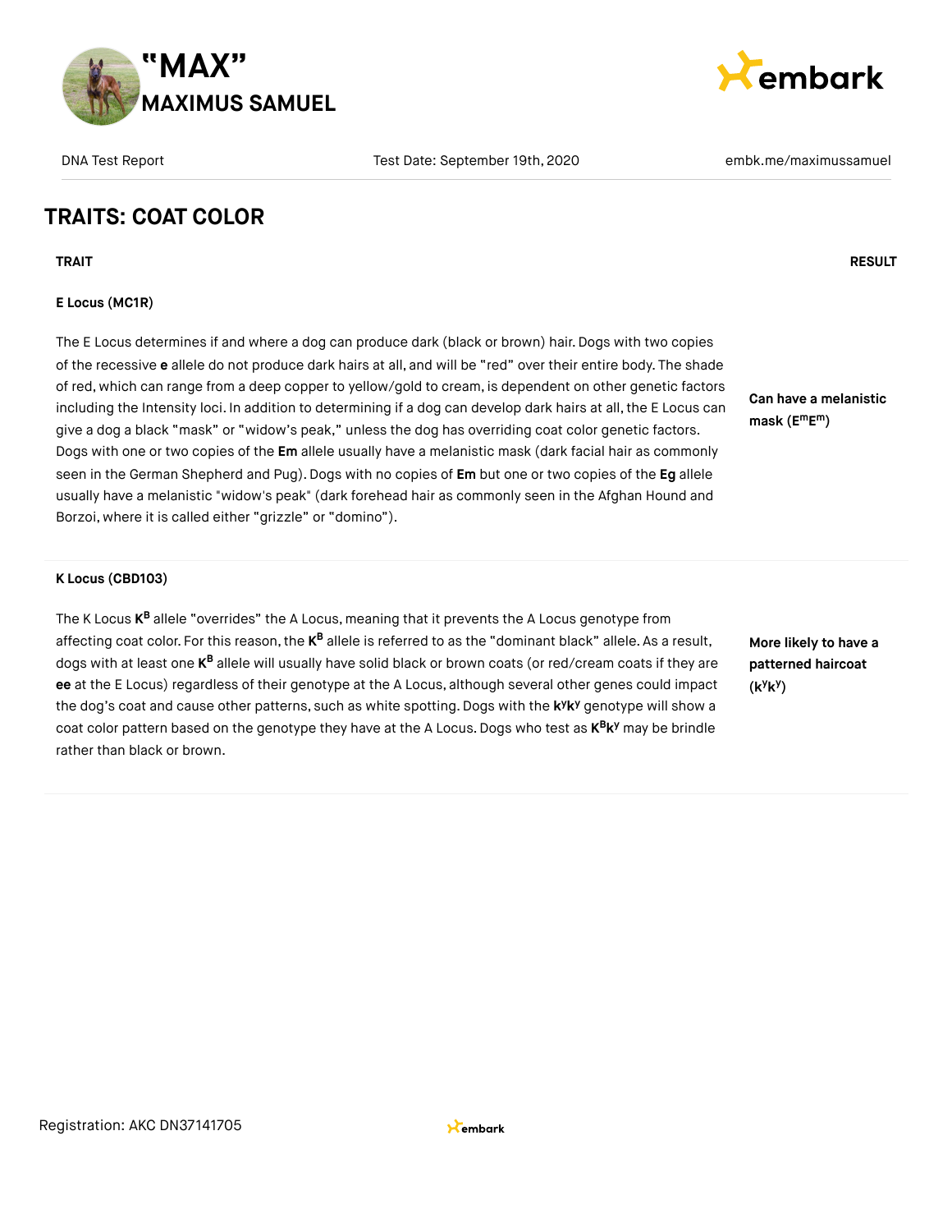## TRAITS: COAT COLOR

| TRAIT | RESULT |
| --- | --- |
| **E Locus (MC1R)**<br><br>The E Locus determines if and where a dog can produce dark (black or brown) hair. Dogs with two copies of the recessive **e** allele do not produce dark hairs at all, and will be "red" over their entire body. The shade of red, which can range from a deep copper to yellow/gold to cream, is dependent on other genetic factors including the Intensity loci. In addition to determining if a dog can develop dark hairs at all, the E Locus can give a dog a black "mask" or "widow's peak," unless the dog has overriding coat color genetic factors. Dogs with one or two copies of the **Em** allele usually have a melanistic mask (dark facial hair as commonly seen in the German Shepherd and Pug). Dogs with no copies of **Em** but one or two copies of the **Eg** allele usually have a melanistic "widow's peak" (dark forehead hair as commonly seen in the Afghan Hound and Borzoi, where it is called either "grizzle" or "domino"). | **Can have a melanistic mask ($E^mE^m$)** |
| **K Locus (CBD103)**<br><br>The K Locus $K^B$ allele "overrides" the A Locus, meaning that it prevents the A Locus genotype from affecting coat color. For this reason, the $K^B$ allele is referred to as the "dominant black" allele. As a result, dogs with at least one $K^B$ allele will usually have solid black or brown coats (or red/cream coats if they are **ee** at the E Locus) regardless of their genotype at the A Locus, although several other genes could impact the dog's coat and cause other patterns, such as white spotting. Dogs with the $k^yk^y$ genotype will show a coat color pattern based on the genotype they have at the A Locus. Dogs who test as $K^Bk^y$ may be brindle rather than black or brown. | **More likely to have a patterned haircoat ($k^yk^y$)** |

Registration: AKC DN37141705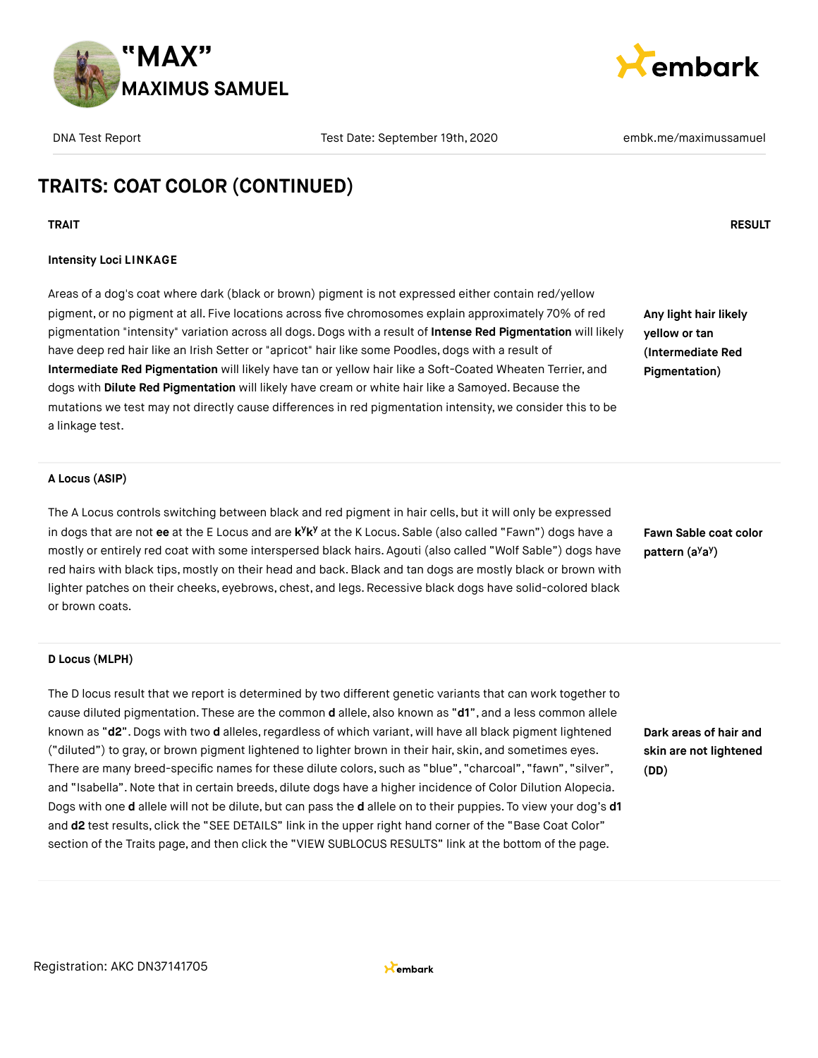# TRAITS: COAT COLOR (CONTINUED)

| TRAIT | RESULT |
| --- | --- |
| **Intensity Loci LINKAGE**<br><br>Areas of a dog's coat where dark (black or brown) pigment is not expressed either contain red/yellow pigment, or no pigment at all. Five locations across five chromosomes explain approximately 70% of red pigmentation "intensity" variation across all dogs. Dogs with a result of **Intense Red Pigmentation** will likely have deep red hair like an Irish Setter or "apricot" hair like some Poodles, dogs with a result of **Intermediate Red Pigmentation** will likely have tan or yellow hair like a Soft-Coated Wheaten Terrier, and dogs with **Dilute Red Pigmentation** will likely have cream or white hair like a Samoyed. Because the mutations we test may not directly cause differences in red pigmentation intensity, we consider this to be a linkage test. | **Any light hair likely yellow or tan (Intermediate Red Pigmentation)** |
| **A Locus (ASIP)**<br><br>The A Locus controls switching between black and red pigment in hair cells, but it will only be expressed in dogs that are not **ee** at the E Locus and are **$k^yk^y$** at the K Locus. Sable (also called "Fawn") dogs have a mostly or entirely red coat with some interspersed black hairs. Agouti (also called "Wolf Sable") dogs have red hairs with black tips, mostly on their head and back. Black and tan dogs are mostly black or brown with lighter patches on their cheeks, eyebrows, chest, and legs. Recessive black dogs have solid-colored black or brown coats. | **Fawn Sable coat color pattern ($a^ya^y$)** |
| **D Locus (MLPH)**<br><br>The D locus result that we report is determined by two different genetic variants that can work together to cause diluted pigmentation. These are the common **d** allele, also known as "**d1**", and a less common allele known as "**d2**". Dogs with two **d** alleles, regardless of which variant, will have all black pigment lightened ("diluted") to gray, or brown pigment lightened to lighter brown in their hair, skin, and sometimes eyes. There are many breed-specific names for these dilute colors, such as "blue", "charcoal", "fawn", "silver", and "Isabella". Note that in certain breeds, dilute dogs have a higher incidence of Color Dilution Alopecia. Dogs with one **d** allele will not be dilute, but can pass the **d** allele on to their puppies. To view your dog's **d1** and **d2** test results, click the "SEE DETAILS" link in the upper right hand corner of the "Base Coat Color" section of the Traits page, and then click the "VIEW SUBLOCUS RESULTS" link at the bottom of the page. | **Dark areas of hair and skin are not lightened (DD)** |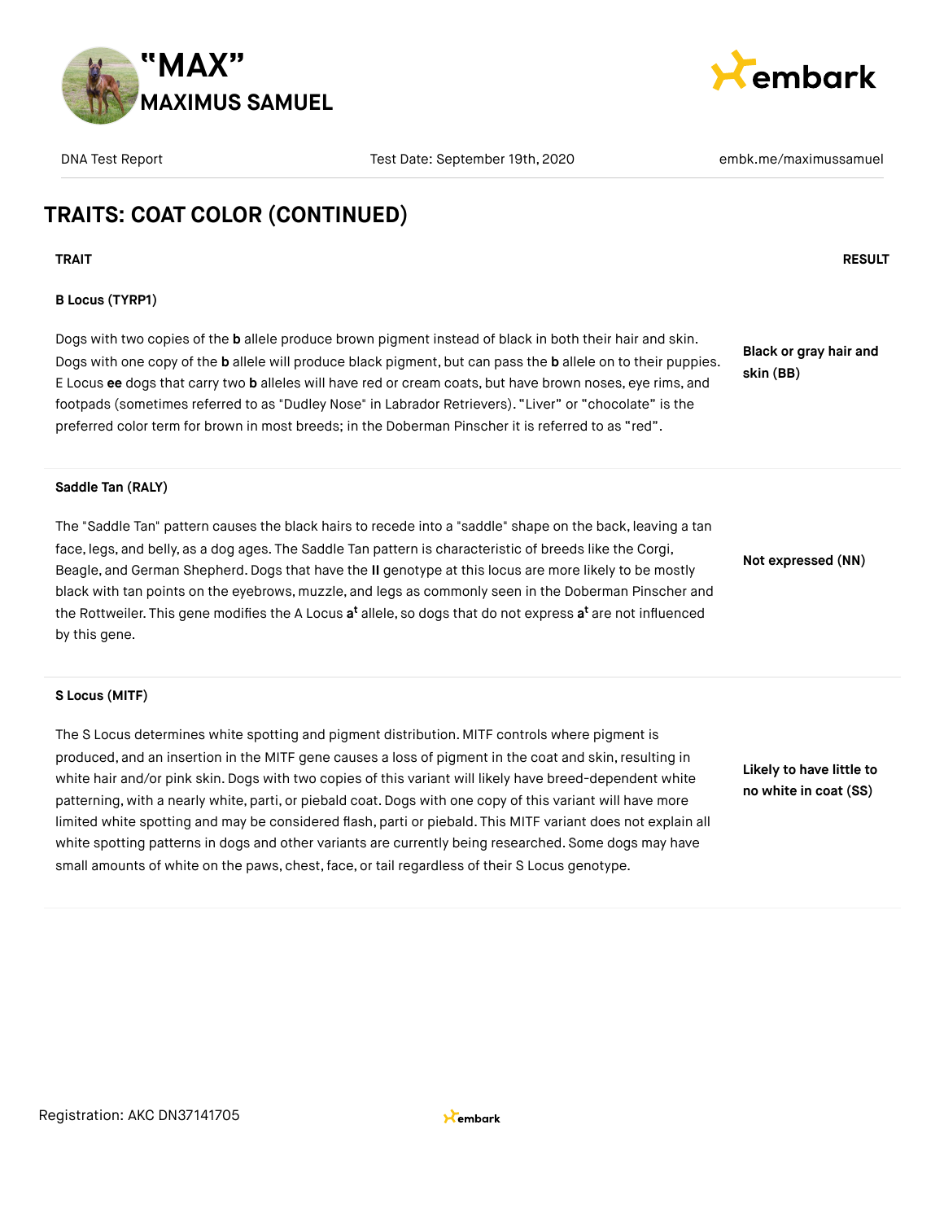## TRAITS: COAT COLOR (CONTINUED)

| TRAIT | RESULT |
|---|---|
| **B Locus (TYRP1)**<br><br>Dogs with two copies of the **b** allele produce brown pigment instead of black in both their hair and skin. Dogs with one copy of the **b** allele will produce black pigment, but can pass the **b** allele on to their puppies. E Locus **ee** dogs that carry two **b** alleles will have red or cream coats, but have brown noses, eye rims, and footpads (sometimes referred to as "Dudley Nose" in Labrador Retrievers). "Liver" or "chocolate" is the preferred color term for brown in most breeds; in the Doberman Pinscher it is referred to as "red". | **Black or gray hair and skin (BB)** |
| **Saddle Tan (RALY)**<br><br>The "Saddle Tan" pattern causes the black hairs to recede into a "saddle" shape on the back, leaving a tan face, legs, and belly, as a dog ages. The Saddle Tan pattern is characteristic of breeds like the Corgi, Beagle, and German Shepherd. Dogs that have the **II** genotype at this locus are more likely to be mostly black with tan points on the eyebrows, muzzle, and legs as commonly seen in the Doberman Pinscher and the Rottweiler. This gene modifies the A Locus **a$^{t}$** allele, so dogs that do not express **a$^{t}$** are not influenced by this gene. | **Not expressed (NN)** |
| **S Locus (MITF)**<br><br>The S Locus determines white spotting and pigment distribution. MITF controls where pigment is produced, and an insertion in the MITF gene causes a loss of pigment in the coat and skin, resulting in white hair and/or pink skin. Dogs with two copies of this variant will likely have breed-dependent white patterning, with a nearly white, parti, or piebald coat. Dogs with one copy of this variant will have more limited white spotting and may be considered flash, parti or piebald. This MITF variant does not explain all white spotting patterns in dogs and other variants are currently being researched. Some dogs may have small amounts of white on the paws, chest, face, or tail regardless of their S Locus genotype. | **Likely to have little to no white in coat (SS)** |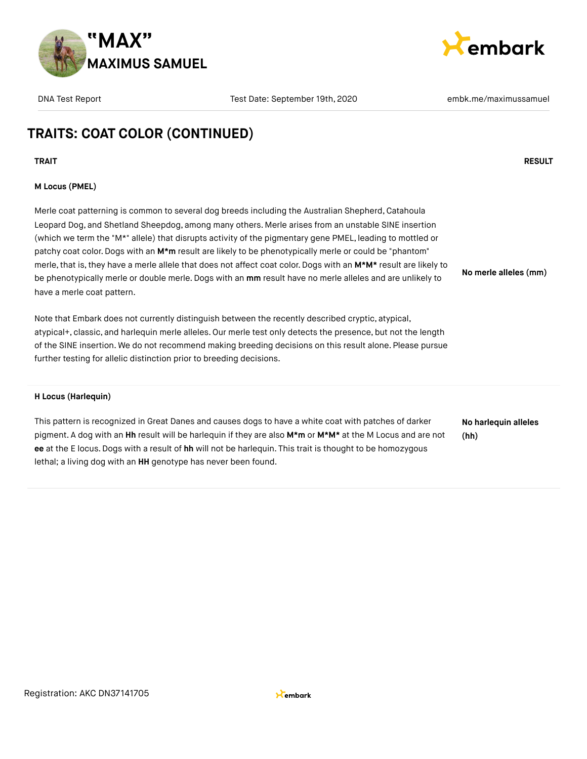## TRAITS: COAT COLOR (CONTINUED)

| TRAIT | RESULT |
| --- | --- |
| **M Locus (PMEL)**<br><br>Merle coat patterning is common to several dog breeds including the Australian Shepherd, Catahoula Leopard Dog, and Shetland Sheepdog, among many others. Merle arises from an unstable SINE insertion (which we term the "M*" allele) that disrupts activity of the pigmentary gene PMEL, leading to mottled or patchy coat color. Dogs with an **M*m** result are likely to be phenotypically merle or could be "phantom" merle, that is, they have a merle allele that does not affect coat color. Dogs with an **M*M*** result are likely to be phenotypically merle or double merle. Dogs with an **mm** result have no merle alleles and are unlikely to have a merle coat pattern.<br><br>Note that Embark does not currently distinguish between the recently described cryptic, atypical, atypical+, classic, and harlequin merle alleles. Our merle test only detects the presence, but not the length of the SINE insertion. We do not recommend making breeding decisions on this result alone. Please pursue further testing for allelic distinction prior to breeding decisions. | **No merle alleles (mm)** |
| **H Locus (Harlequin)**<br><br>This pattern is recognized in Great Danes and causes dogs to have a white coat with patches of darker pigment. A dog with an **Hh** result will be harlequin if they are also **M*m** or **M*M*** at the M Locus and are not **ee** at the E locus. Dogs with a result of **hh** will not be harlequin. This trait is thought to be homozygous lethal; a living dog with an **HH** genotype has never been found. | **No harlequin alleles (hh)** |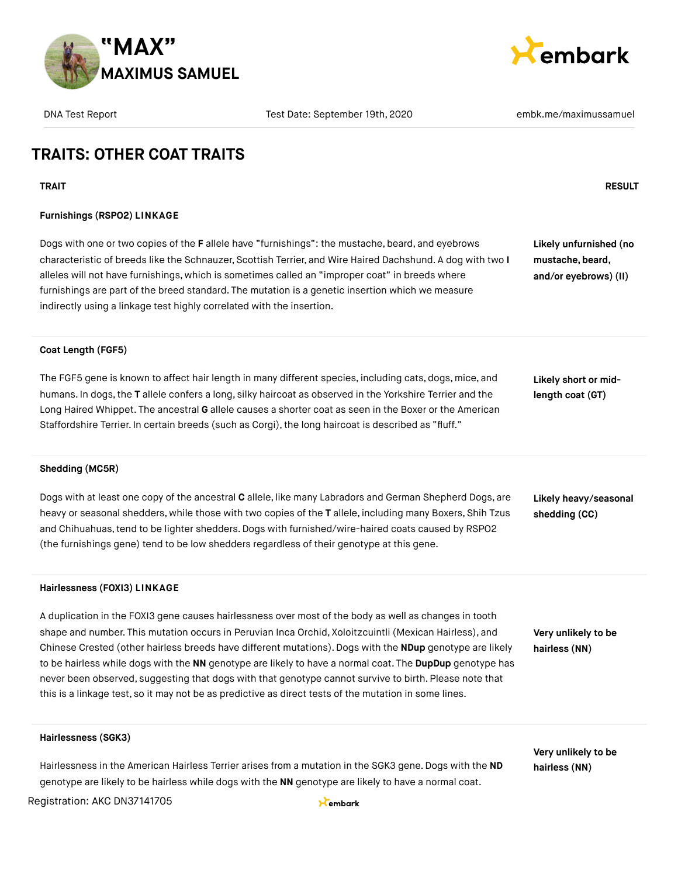## TRAITS: OTHER COAT TRAITS

| TRAIT | RESULT |
|---|---|
| **Furnishings (RSPO2) LINKAGE**<br><br>Dogs with one or two copies of the **F** allele have "furnishings": the mustache, beard, and eyebrows characteristic of breeds like the Schnauzer, Scottish Terrier, and Wire Haired Dachshund. A dog with two **I** alleles will not have furnishings, which is sometimes called an "improper coat" in breeds where furnishings are part of the breed standard. The mutation is a genetic insertion which we measure indirectly using a linkage test highly correlated with the insertion. | **Likely unfurnished (no mustache, beard, and/or eyebrows) (II)** |
| **Coat Length (FGF5)**<br><br>The FGF5 gene is known to affect hair length in many different species, including cats, dogs, mice, and humans. In dogs, the **T** allele confers a long, silky haircoat as observed in the Yorkshire Terrier and the Long Haired Whippet. The ancestral **G** allele causes a shorter coat as seen in the Boxer or the American Staffordshire Terrier. In certain breeds (such as Corgi), the long haircoat is described as "fluff." | **Likely short or mid-length coat (GT)** |
| **Shedding (MC5R)**<br><br>Dogs with at least one copy of the ancestral **C** allele, like many Labradors and German Shepherd Dogs, are heavy or seasonal shedders, while those with two copies of the **T** allele, including many Boxers, Shih Tzus and Chihuahuas, tend to be lighter shedders. Dogs with furnished/wire-haired coats caused by RSPO2 (the furnishings gene) tend to be low shedders regardless of their genotype at this gene. | **Likely heavy/seasonal shedding (CC)** |
| **Hairlessness (FOXI3) LINKAGE**<br><br>A duplication in the FOXI3 gene causes hairlessness over most of the body as well as changes in tooth shape and number. This mutation occurs in Peruvian Inca Orchid, Xoloitzcuintli (Mexican Hairless), and Chinese Crested (other hairless breeds have different mutations). Dogs with the **NDup** genotype are likely to be hairless while dogs with the **NN** genotype are likely to have a normal coat. The **DupDup** genotype has never been observed, suggesting that dogs with that genotype cannot survive to birth. Please note that this is a linkage test, so it may not be as predictive as direct tests of the mutation in some lines. | **Very unlikely to be hairless (NN)** |
| **Hairlessness (SGK3)**<br><br>Hairlessness in the American Hairless Terrier arises from a mutation in the SGK3 gene. Dogs with the **ND** genotype are likely to be hairless while dogs with the **NN** genotype are likely to have a normal coat. | **Very unlikely to be hairless (NN)** |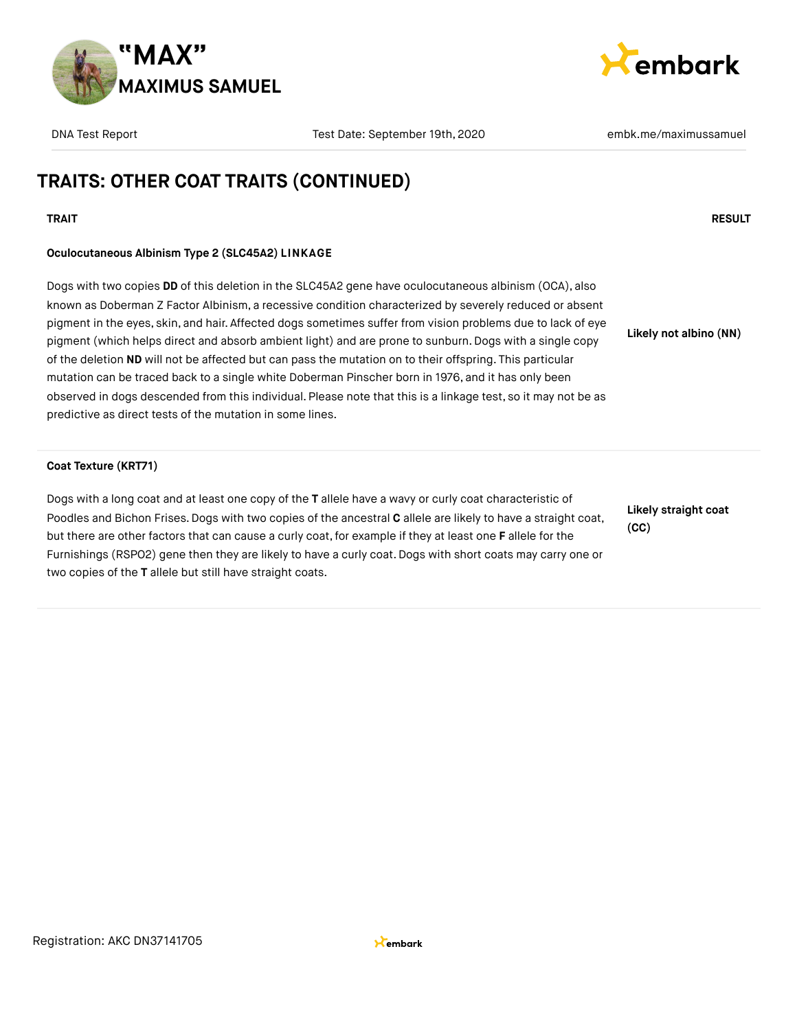## TRAITS: OTHER COAT TRAITS (CONTINUED)

| TRAIT | RESULT |
| --- | --- |
| **Oculocutaneous Albinism Type 2 (SLC45A2) LINKAGE**<br><br>Dogs with two copies **DD** of this deletion in the SLC45A2 gene have oculocutaneous albinism (OCA), also known as Doberman Z Factor Albinism, a recessive condition characterized by severely reduced or absent pigment in the eyes, skin, and hair. Affected dogs sometimes suffer from vision problems due to lack of eye pigment (which helps direct and absorb ambient light) and are prone to sunburn. Dogs with a single copy of the deletion **ND** will not be affected but can pass the mutation on to their offspring. This particular mutation can be traced back to a single white Doberman Pinscher born in 1976, and it has only been observed in dogs descended from this individual. Please note that this is a linkage test, so it may not be as predictive as direct tests of the mutation in some lines. | **Likely not albino (NN)** |
| **Coat Texture (KRT71)**<br><br>Dogs with a long coat and at least one copy of the **T** allele have a wavy or curly coat characteristic of Poodles and Bichon Frises. Dogs with two copies of the ancestral **C** allele are likely to have a straight coat, but there are other factors that can cause a curly coat, for example if they at least one **F** allele for the Furnishings (RSPO2) gene then they are likely to have a curly coat. Dogs with short coats may carry one or two copies of the **T** allele but still have straight coats. | **Likely straight coat (CC)** |

Registration: AKC DN37141705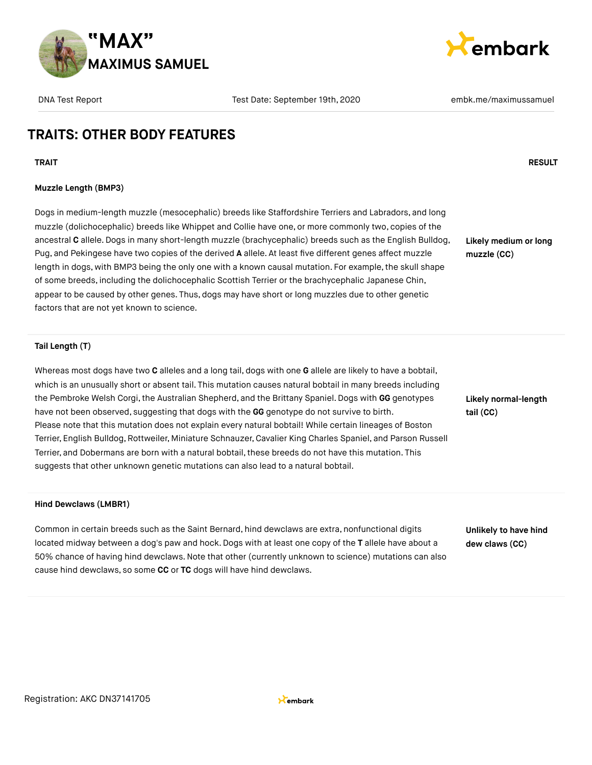## TRAITS: OTHER BODY FEATURES

| TRAIT | RESULT |
| --- | --- |
| **Muzzle Length (BMP3)**<br><br>Dogs in medium-length muzzle (mesocephalic) breeds like Staffordshire Terriers and Labradors, and long muzzle (dolichocephalic) breeds like Whippet and Collie have one, or more commonly two, copies of the ancestral **C** allele. Dogs in many short-length muzzle (brachycephalic) breeds such as the English Bulldog, Pug, and Pekingese have two copies of the derived **A** allele. At least five different genes affect muzzle length in dogs, with BMP3 being the only one with a known causal mutation. For example, the skull shape of some breeds, including the dolichocephalic Scottish Terrier or the brachycephalic Japanese Chin, appear to be caused by other genes. Thus, dogs may have short or long muzzles due to other genetic factors that are not yet known to science. | **Likely medium or long muzzle (CC)** |
| **Tail Length (T)**<br><br>Whereas most dogs have two **C** alleles and a long tail, dogs with one **G** allele are likely to have a bobtail, which is an unusually short or absent tail. This mutation causes natural bobtail in many breeds including the Pembroke Welsh Corgi, the Australian Shepherd, and the Brittany Spaniel. Dogs with **GG** genotypes have not been observed, suggesting that dogs with the **GG** genotype do not survive to birth. Please note that this mutation does not explain every natural bobtail! While certain lineages of Boston Terrier, English Bulldog, Rottweiler, Miniature Schnauzer, Cavalier King Charles Spaniel, and Parson Russell Terrier, and Dobermans are born with a natural bobtail, these breeds do not have this mutation. This suggests that other unknown genetic mutations can also lead to a natural bobtail. | **Likely normal-length tail (CC)** |
| **Hind Dewclaws (LMBR1)**<br><br>Common in certain breeds such as the Saint Bernard, hind dewclaws are extra, nonfunctional digits located midway between a dog's paw and hock. Dogs with at least one copy of the **T** allele have about a 50% chance of having hind dewclaws. Note that other (currently unknown to science) mutations can also cause hind dewclaws, so some **CC** or **TC** dogs will have hind dewclaws. | **Unlikely to have hind dew claws (CC)** |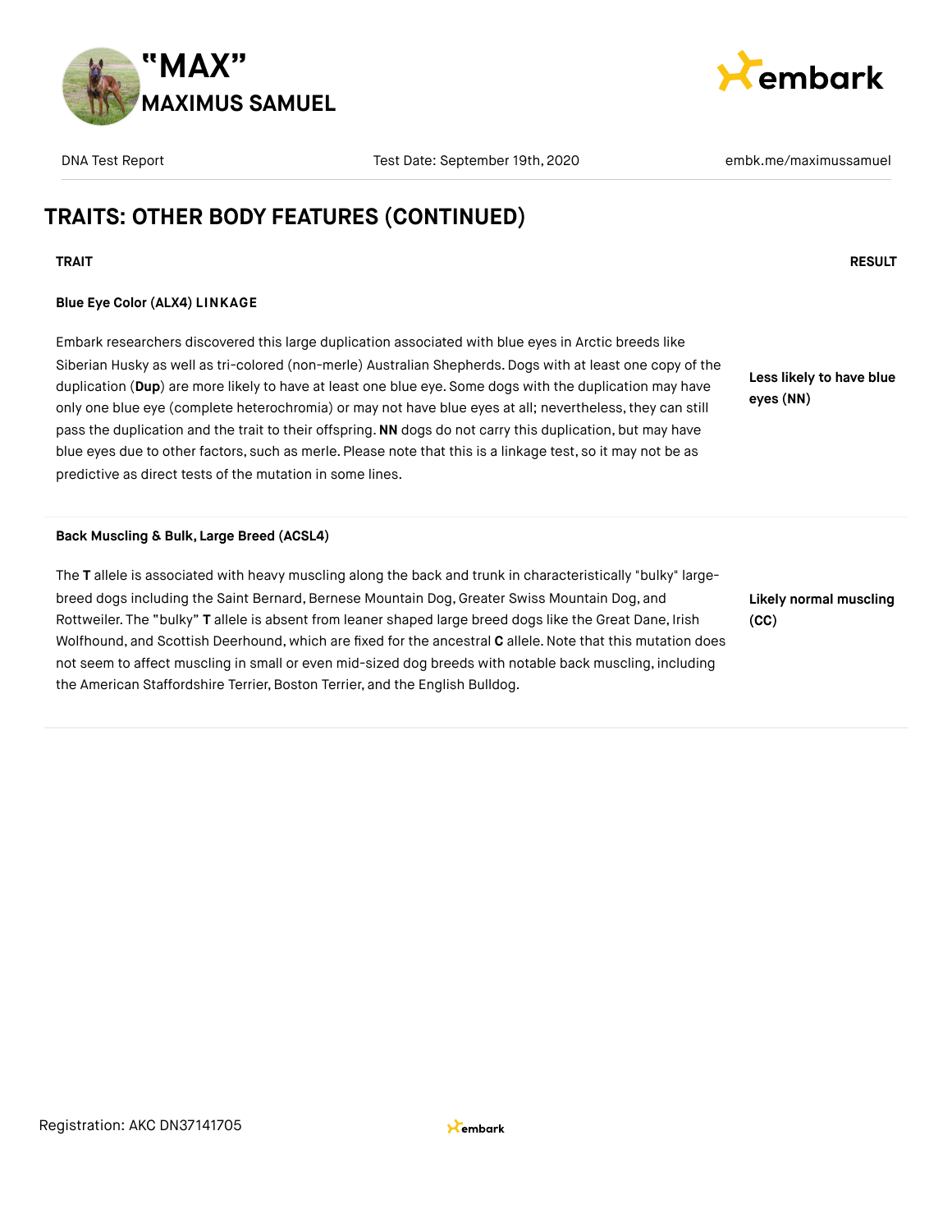## TRAITS: OTHER BODY FEATURES (CONTINUED)

| TRAIT | RESULT |
|---|---|
| **Blue Eye Color (ALX4) LINKAGE**<br><br>Embark researchers discovered this large duplication associated with blue eyes in Arctic breeds like Siberian Husky as well as tri-colored (non-merle) Australian Shepherds. Dogs with at least one copy of the duplication (**Dup**) are more likely to have at least one blue eye. Some dogs with the duplication may have only one blue eye (complete heterochromia) or may not have blue eyes at all; nevertheless, they can still pass the duplication and the trait to their offspring. **NN** dogs do not carry this duplication, but may have blue eyes due to other factors, such as merle. Please note that this is a linkage test, so it may not be as predictive as direct tests of the mutation in some lines. | **Less likely to have blue eyes (NN)** |
| **Back Muscling & Bulk, Large Breed (ACSL4)**<br><br>The **T** allele is associated with heavy muscling along the back and trunk in characteristically "bulky" large-breed dogs including the Saint Bernard, Bernese Mountain Dog, Greater Swiss Mountain Dog, and Rottweiler. The "bulky" **T** allele is absent from leaner shaped large breed dogs like the Great Dane, Irish Wolfhound, and Scottish Deerhound, which are fixed for the ancestral **C** allele. Note that this mutation does not seem to affect muscling in small or even mid-sized dog breeds with notable back muscling, including the American Staffordshire Terrier, Boston Terrier, and the English Bulldog. | **Likely normal muscling (CC)** |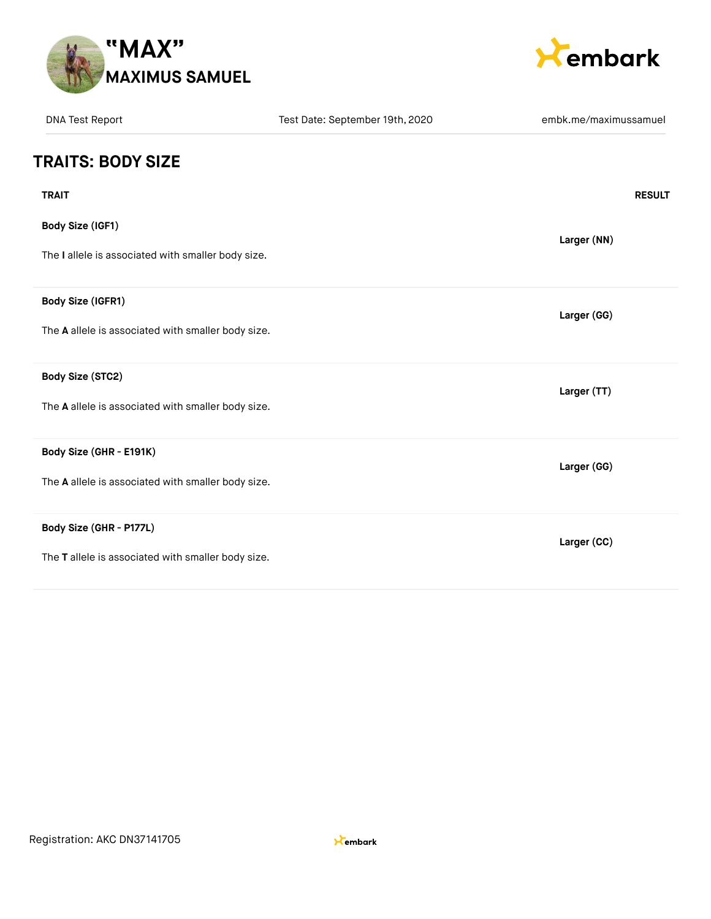# "MAX"
## MAXIMUS SAMUEL

DNA Test Report | Test Date: September 19th, 2020 | embk.me/maximussamuel

## TRAITS: BODY SIZE

| TRAIT | RESULT |
| --- | --- |
| **Body Size (IGF1)**<br><br>The **I** allele is associated with smaller body size. | **Larger (NN)** |
| **Body Size (IGFR1)**<br><br>The **A** allele is associated with smaller body size. | **Larger (GG)** |
| **Body Size (STC2)**<br><br>The **A** allele is associated with smaller body size. | **Larger (TT)** |
| **Body Size (GHR - E191K)**<br><br>The **A** allele is associated with smaller body size. | **Larger (GG)** |
| **Body Size (GHR - P177L)**<br><br>The **T** allele is associated with smaller body size. | **Larger (CC)** |

Registration: AKC DN37141705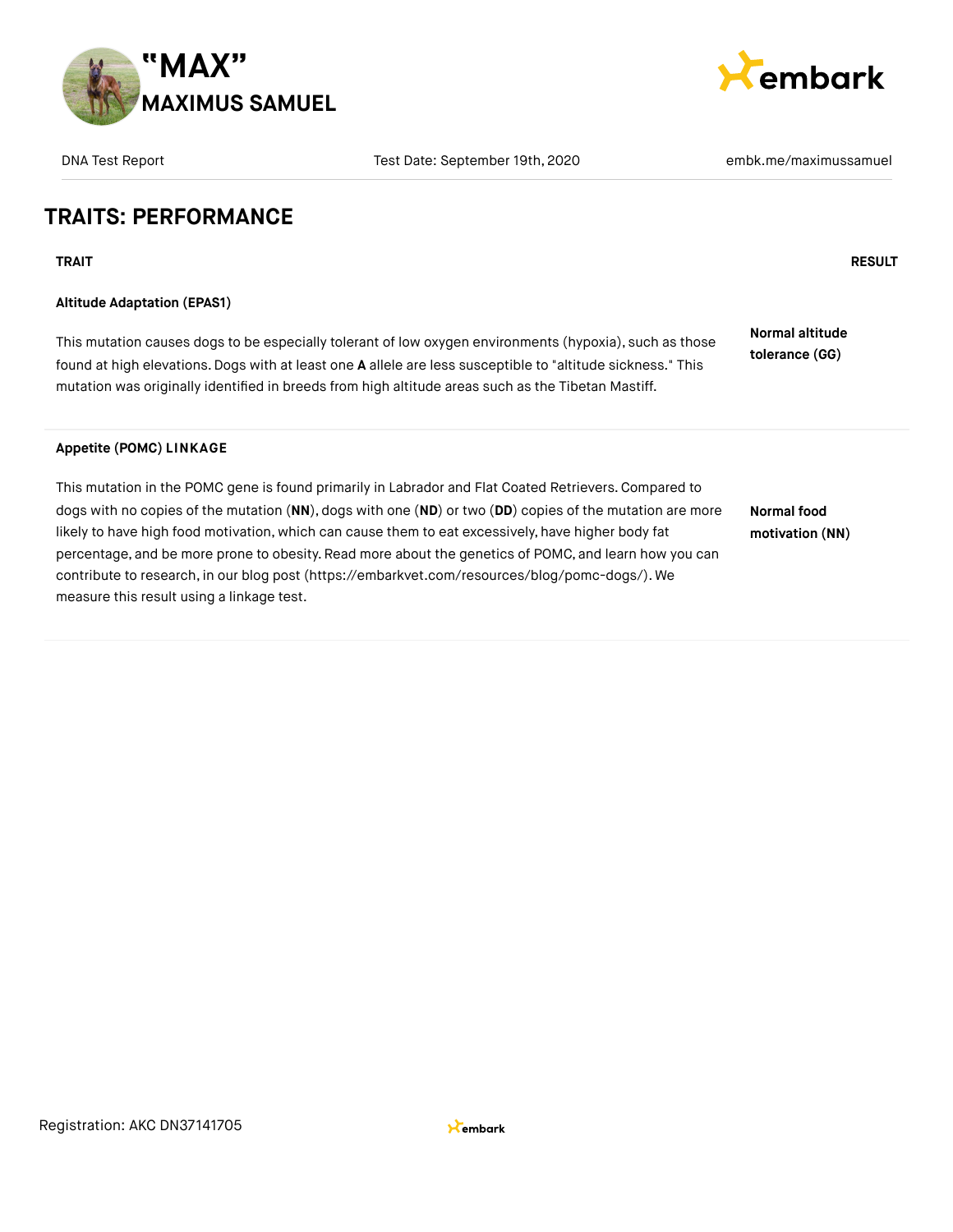## TRAITS: PERFORMANCE

| TRAIT | RESULT |
|---|---|
| **Altitude Adaptation (EPAS1)**<br><br>This mutation causes dogs to be especially tolerant of low oxygen environments (hypoxia), such as those found at high elevations. Dogs with at least one **A** allele are less susceptible to "altitude sickness." This mutation was originally identified in breeds from high altitude areas such as the Tibetan Mastiff. | **Normal altitude tolerance (GG)** |
| **Appetite (POMC) LINKAGE**<br><br>This mutation in the POMC gene is found primarily in Labrador and Flat Coated Retrievers. Compared to dogs with no copies of the mutation (**NN**), dogs with one (**ND**) or two (**DD**) copies of the mutation are more likely to have high food motivation, which can cause them to eat excessively, have higher body fat percentage, and be more prone to obesity. Read more about the genetics of POMC, and learn how you can contribute to research, in our blog post (https://embarkvet.com/resources/blog/pomc-dogs/). We measure this result using a linkage test. | **Normal food motivation (NN)** |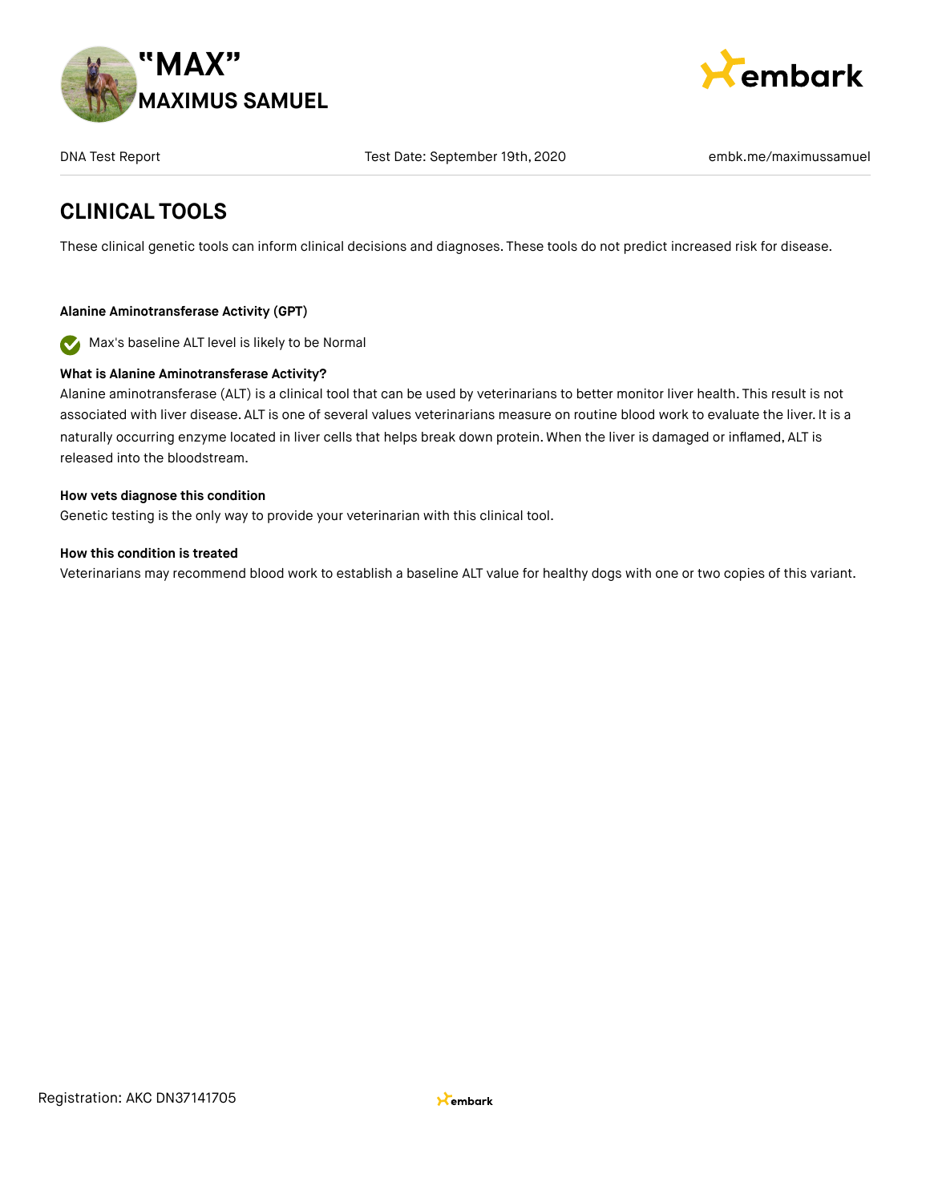## CLINICAL TOOLS

These clinical genetic tools can inform clinical decisions and diagnoses. These tools do not predict increased risk for disease.

**Alanine Aminotransferase Activity (GPT)**

Max's baseline ALT level is likely to be Normal

**What is Alanine Aminotransferase Activity?**

Alanine aminotransferase (ALT) is a clinical tool that can be used by veterinarians to better monitor liver health. This result is not associated with liver disease. ALT is one of several values veterinarians measure on routine blood work to evaluate the liver. It is a naturally occurring enzyme located in liver cells that helps break down protein. When the liver is damaged or inflamed, ALT is released into the bloodstream.

**How vets diagnose this condition**

Genetic testing is the only way to provide your veterinarian with this clinical tool.

**How this condition is treated**

Veterinarians may recommend blood work to establish a baseline ALT value for healthy dogs with one or two copies of this variant.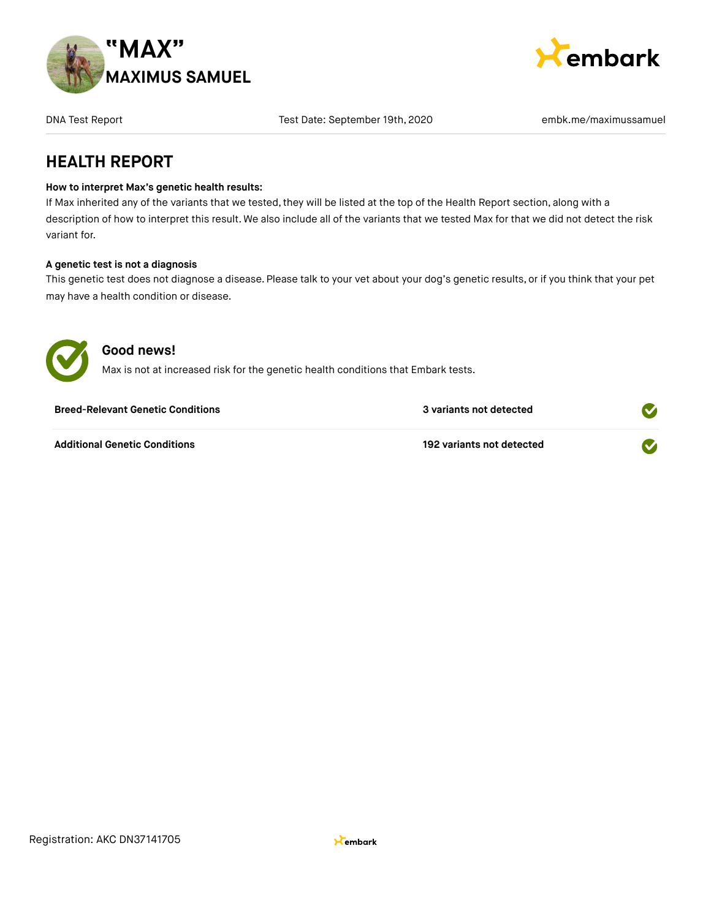## HEALTH REPORT

**How to interpret Max's genetic health results:**
If Max inherited any of the variants that we tested, they will be listed at the top of the Health Report section, along with a description of how to interpret this result. We also include all of the variants that we tested Max for that we did not detect the risk variant for.

**A genetic test is not a diagnosis**
This genetic test does not diagnose a disease. Please talk to your vet about your dog's genetic results, or if you think that your pet may have a health condition or disease.

### Good news!

Max is not at increased risk for the genetic health conditions that Embark tests.

| | | |
|---|---|---|
| **Breed-Relevant Genetic Conditions** | **3 variants not detected** | ✓ |
| **Additional Genetic Conditions** | **192 variants not detected** | ✓ |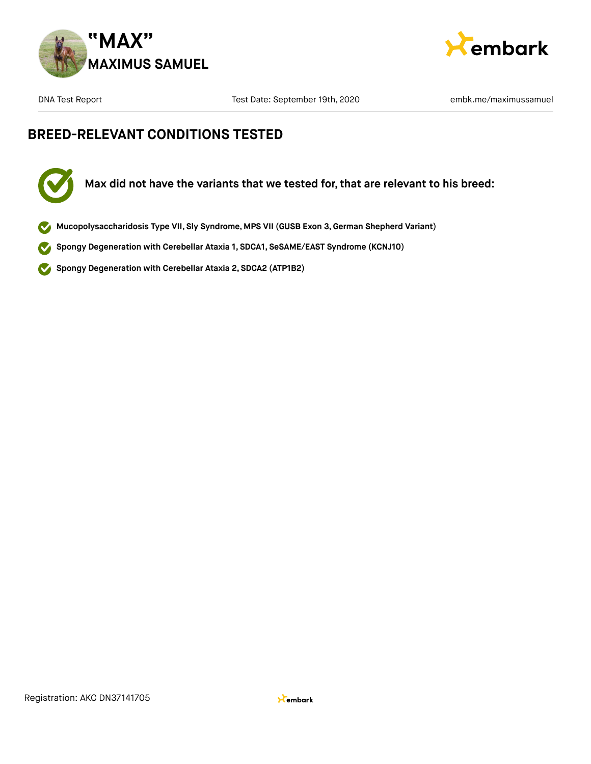# "MAX"
## MAXIMUS SAMUEL

DNA Test Report | Test Date: September 19th, 2020 | embk.me/maximussamuel

## BREED-RELEVANT CONDITIONS TESTED

**Max did not have the variants that we tested for, that are relevant to his breed:**

- **Mucopolysaccharidosis Type VII, Sly Syndrome, MPS VII (GUSB Exon 3, German Shepherd Variant)**
- **Spongy Degeneration with Cerebellar Ataxia 1, SDCA1, SeSAME/EAST Syndrome (KCNJ10)**
- **Spongy Degeneration with Cerebellar Ataxia 2, SDCA2 (ATP1B2)**

Registration: AKC DN37141705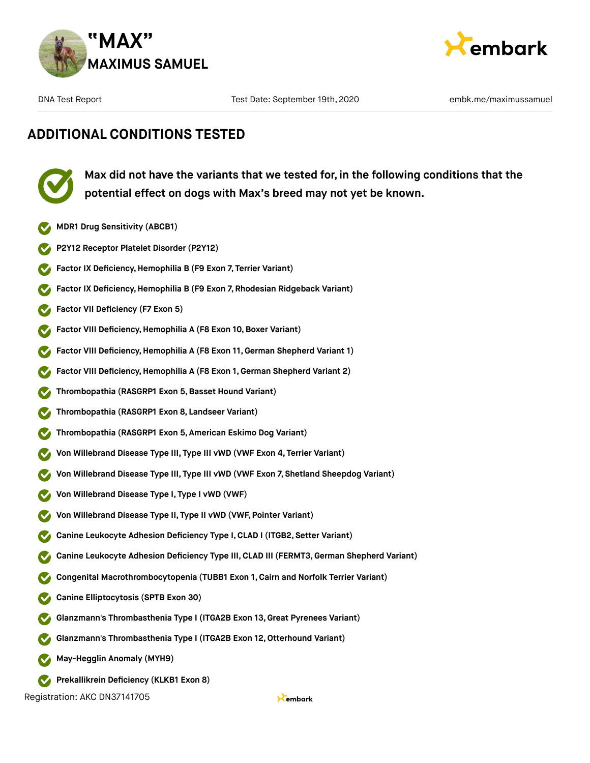## ADDITIONAL CONDITIONS TESTED

**Max did not have the variants that we tested for, in the following conditions that the potential effect on dogs with Max's breed may not yet be known.**

- **MDR1 Drug Sensitivity (ABCB1)**
- **P2Y12 Receptor Platelet Disorder (P2Y12)**
- **Factor IX Deficiency, Hemophilia B (F9 Exon 7, Terrier Variant)**
- **Factor IX Deficiency, Hemophilia B (F9 Exon 7, Rhodesian Ridgeback Variant)**
- **Factor VII Deficiency (F7 Exon 5)**
- **Factor VIII Deficiency, Hemophilia A (F8 Exon 10, Boxer Variant)**
- **Factor VIII Deficiency, Hemophilia A (F8 Exon 11, German Shepherd Variant 1)**
- **Factor VIII Deficiency, Hemophilia A (F8 Exon 1, German Shepherd Variant 2)**
- **Thrombopathia (RASGRP1 Exon 5, Basset Hound Variant)**
- **Thrombopathia (RASGRP1 Exon 8, Landseer Variant)**
- **Thrombopathia (RASGRP1 Exon 5, American Eskimo Dog Variant)**
- **Von Willebrand Disease Type III, Type III vWD (VWF Exon 4, Terrier Variant)**
- **Von Willebrand Disease Type III, Type III vWD (VWF Exon 7, Shetland Sheepdog Variant)**
- **Von Willebrand Disease Type I, Type I vWD (VWF)**
- **Von Willebrand Disease Type II, Type II vWD (VWF, Pointer Variant)**
- **Canine Leukocyte Adhesion Deficiency Type I, CLAD I (ITGB2, Setter Variant)**
- **Canine Leukocyte Adhesion Deficiency Type III, CLAD III (FERMT3, German Shepherd Variant)**
- **Congenital Macrothrombocytopenia (TUBB1 Exon 1, Cairn and Norfolk Terrier Variant)**
- **Canine Elliptocytosis (SPTB Exon 30)**
- **Glanzmann's Thrombasthenia Type I (ITGA2B Exon 13, Great Pyrenees Variant)**
- **Glanzmann's Thrombasthenia Type I (ITGA2B Exon 12, Otterhound Variant)**
- **May-Hegglin Anomaly (MYH9)**
- **Prekallikrein Deficiency (KLKB1 Exon 8)**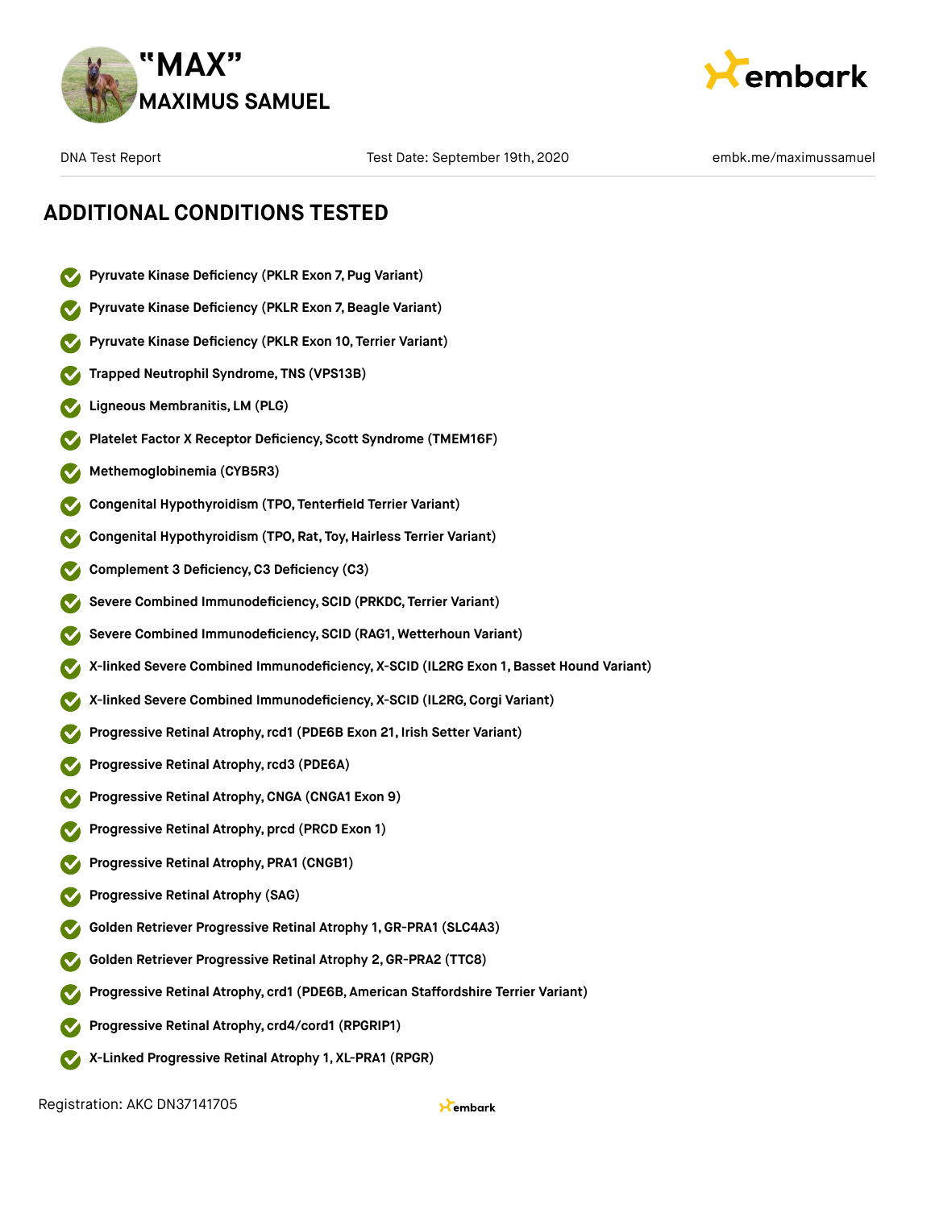## ADDITIONAL CONDITIONS TESTED

- Pyruvate Kinase Deficiency (PKLR Exon 7, Pug Variant)
- Pyruvate Kinase Deficiency (PKLR Exon 7, Beagle Variant)
- Pyruvate Kinase Deficiency (PKLR Exon 10, Terrier Variant)
- Trapped Neutrophil Syndrome, TNS (VPS13B)
- Ligneous Membranitis, LM (PLG)
- Platelet Factor X Receptor Deficiency, Scott Syndrome (TMEM16F)
- Methemoglobinemia (CYB5R3)
- Congenital Hypothyroidism (TPO, Tenterfield Terrier Variant)
- Congenital Hypothyroidism (TPO, Rat, Toy, Hairless Terrier Variant)
- Complement 3 Deficiency, C3 Deficiency (C3)
- Severe Combined Immunodeficiency, SCID (PRKDC, Terrier Variant)
- Severe Combined Immunodeficiency, SCID (RAG1, Wetterhoun Variant)
- X-linked Severe Combined Immunodeficiency, X-SCID (IL2RG Exon 1, Basset Hound Variant)
- X-linked Severe Combined Immunodeficiency, X-SCID (IL2RG, Corgi Variant)
- Progressive Retinal Atrophy, rcd1 (PDE6B Exon 21, Irish Setter Variant)
- Progressive Retinal Atrophy, rcd3 (PDE6A)
- Progressive Retinal Atrophy, CNGA (CNGA1 Exon 9)
- Progressive Retinal Atrophy, prcd (PRCD Exon 1)
- Progressive Retinal Atrophy, PRA1 (CNGB1)
- Progressive Retinal Atrophy (SAG)
- Golden Retriever Progressive Retinal Atrophy 1, GR-PRA1 (SLC4A3)
- Golden Retriever Progressive Retinal Atrophy 2, GR-PRA2 (TTC8)
- Progressive Retinal Atrophy, crd1 (PDE6B, American Staffordshire Terrier Variant)
- Progressive Retinal Atrophy, crd4/cord1 (RPGRIP1)
- X-Linked Progressive Retinal Atrophy 1, XL-PRA1 (RPGR)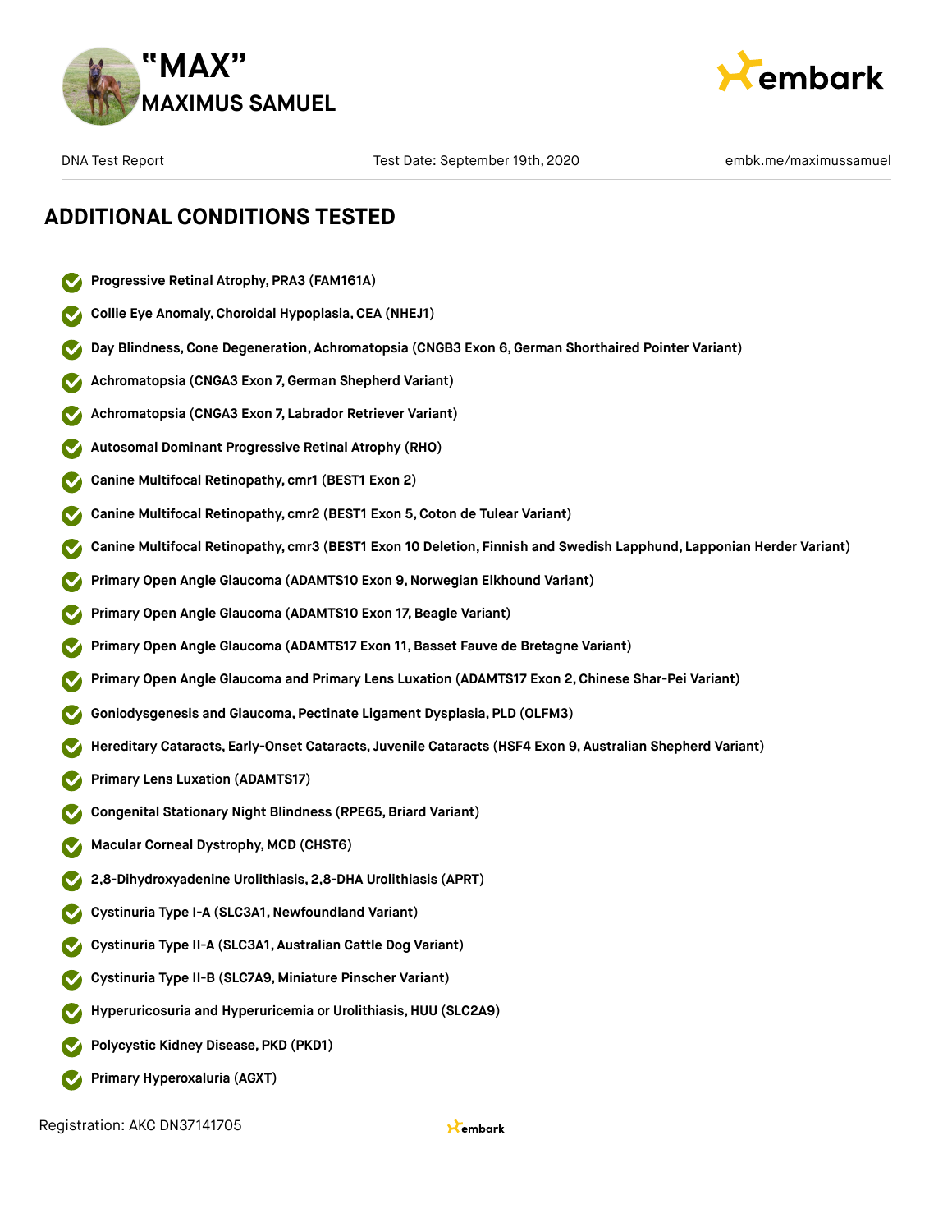## ADDITIONAL CONDITIONS TESTED

- Progressive Retinal Atrophy, PRA3 (FAM161A)
- Collie Eye Anomaly, Choroidal Hypoplasia, CEA (NHEJ1)
- Day Blindness, Cone Degeneration, Achromatopsia (CNGB3 Exon 6, German Shorthaired Pointer Variant)
- Achromatopsia (CNGA3 Exon 7, German Shepherd Variant)
- Achromatopsia (CNGA3 Exon 7, Labrador Retriever Variant)
- Autosomal Dominant Progressive Retinal Atrophy (RHO)
- Canine Multifocal Retinopathy, cmr1 (BEST1 Exon 2)
- Canine Multifocal Retinopathy, cmr2 (BEST1 Exon 5, Coton de Tulear Variant)
- Canine Multifocal Retinopathy, cmr3 (BEST1 Exon 10 Deletion, Finnish and Swedish Lapphund, Lapponian Herder Variant)
- Primary Open Angle Glaucoma (ADAMTS10 Exon 9, Norwegian Elkhound Variant)
- Primary Open Angle Glaucoma (ADAMTS10 Exon 17, Beagle Variant)
- Primary Open Angle Glaucoma (ADAMTS17 Exon 11, Basset Fauve de Bretagne Variant)
- Primary Open Angle Glaucoma and Primary Lens Luxation (ADAMTS17 Exon 2, Chinese Shar-Pei Variant)
- Goniodysgenesis and Glaucoma, Pectinate Ligament Dysplasia, PLD (OLFM3)
- Hereditary Cataracts, Early-Onset Cataracts, Juvenile Cataracts (HSF4 Exon 9, Australian Shepherd Variant)
- Primary Lens Luxation (ADAMTS17)
- Congenital Stationary Night Blindness (RPE65, Briard Variant)
- Macular Corneal Dystrophy, MCD (CHST6)
- 2,8-Dihydroxyadenine Urolithiasis, 2,8-DHA Urolithiasis (APRT)
- Cystinuria Type I-A (SLC3A1, Newfoundland Variant)
- Cystinuria Type II-A (SLC3A1, Australian Cattle Dog Variant)
- Cystinuria Type II-B (SLC7A9, Miniature Pinscher Variant)
- Hyperuricosuria and Hyperuricemia or Urolithiasis, HUU (SLC2A9)
- Polycystic Kidney Disease, PKD (PKD1)
- Primary Hyperoxaluria (AGXT)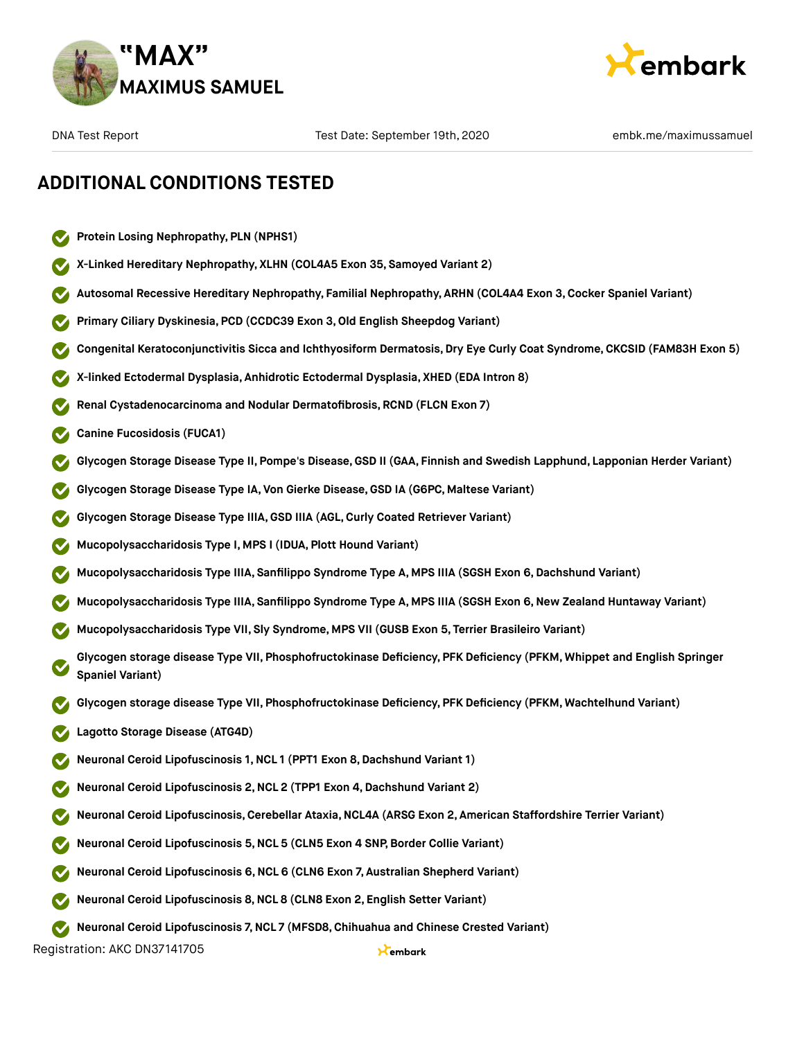## ADDITIONAL CONDITIONS TESTED

- Protein Losing Nephropathy, PLN (NPHS1)
- X-Linked Hereditary Nephropathy, XLHN (COL4A5 Exon 35, Samoyed Variant 2)
- Autosomal Recessive Hereditary Nephropathy, Familial Nephropathy, ARHN (COL4A4 Exon 3, Cocker Spaniel Variant)
- Primary Ciliary Dyskinesia, PCD (CCDC39 Exon 3, Old English Sheepdog Variant)
- Congenital Keratoconjunctivitis Sicca and Ichthyosiform Dermatosis, Dry Eye Curly Coat Syndrome, CKCSID (FAM83H Exon 5)
- X-linked Ectodermal Dysplasia, Anhidrotic Ectodermal Dysplasia, XHED (EDA Intron 8)
- Renal Cystadenocarcinoma and Nodular Dermatofibrosis, RCND (FLCN Exon 7)
- Canine Fucosidosis (FUCA1)
- Glycogen Storage Disease Type II, Pompe's Disease, GSD II (GAA, Finnish and Swedish Lapphund, Lapponian Herder Variant)
- Glycogen Storage Disease Type IA, Von Gierke Disease, GSD IA (G6PC, Maltese Variant)
- Glycogen Storage Disease Type IIIA, GSD IIIA (AGL, Curly Coated Retriever Variant)
- Mucopolysaccharidosis Type I, MPS I (IDUA, Plott Hound Variant)
- Mucopolysaccharidosis Type IIIA, Sanfilippo Syndrome Type A, MPS IIIA (SGSH Exon 6, Dachshund Variant)
- Mucopolysaccharidosis Type IIIA, Sanfilippo Syndrome Type A, MPS IIIA (SGSH Exon 6, New Zealand Huntaway Variant)
- Mucopolysaccharidosis Type VII, Sly Syndrome, MPS VII (GUSB Exon 5, Terrier Brasileiro Variant)
- Glycogen storage disease Type VII, Phosphofructokinase Deficiency, PFK Deficiency (PFKM, Whippet and English Springer Spaniel Variant)
- Glycogen storage disease Type VII, Phosphofructokinase Deficiency, PFK Deficiency (PFKM, Wachtelhund Variant)
- Lagotto Storage Disease (ATG4D)
- Neuronal Ceroid Lipofuscinosis 1, NCL 1 (PPT1 Exon 8, Dachshund Variant 1)
- Neuronal Ceroid Lipofuscinosis 2, NCL 2 (TPP1 Exon 4, Dachshund Variant 2)
- Neuronal Ceroid Lipofuscinosis, Cerebellar Ataxia, NCL4A (ARSG Exon 2, American Staffordshire Terrier Variant)
- Neuronal Ceroid Lipofuscinosis 5, NCL 5 (CLN5 Exon 4 SNP, Border Collie Variant)
- Neuronal Ceroid Lipofuscinosis 6, NCL 6 (CLN6 Exon 7, Australian Shepherd Variant)
- Neuronal Ceroid Lipofuscinosis 8, NCL 8 (CLN8 Exon 2, English Setter Variant)
- Neuronal Ceroid Lipofuscinosis 7, NCL 7 (MFSD8, Chihuahua and Chinese Crested Variant)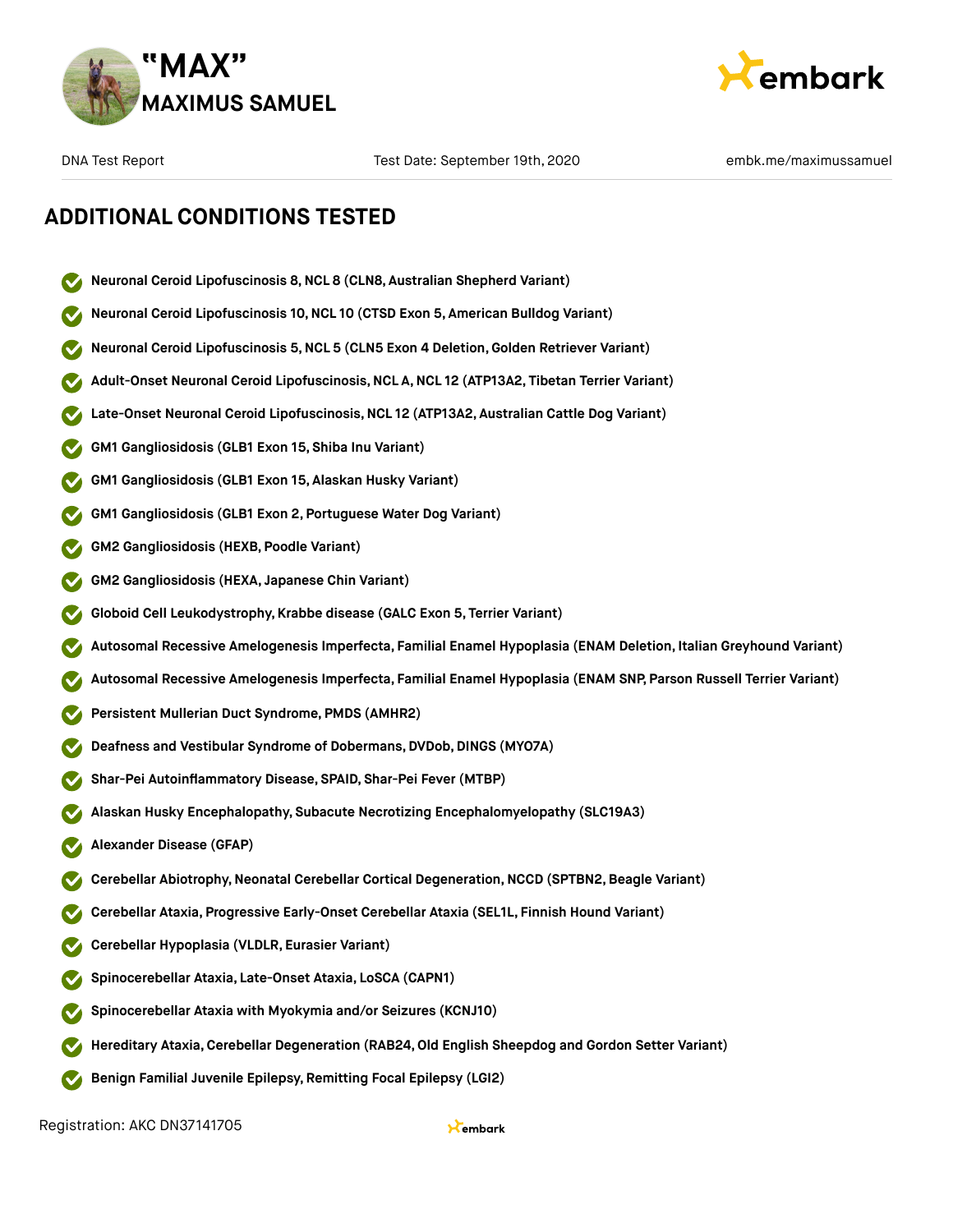## ADDITIONAL CONDITIONS TESTED

- **Neuronal Ceroid Lipofuscinosis 8, NCL 8 (CLN8, Australian Shepherd Variant)**
- **Neuronal Ceroid Lipofuscinosis 10, NCL 10 (CTSD Exon 5, American Bulldog Variant)**
- **Neuronal Ceroid Lipofuscinosis 5, NCL 5 (CLN5 Exon 4 Deletion, Golden Retriever Variant)**
- **Adult-Onset Neuronal Ceroid Lipofuscinosis, NCL A, NCL 12 (ATP13A2, Tibetan Terrier Variant)**
- **Late-Onset Neuronal Ceroid Lipofuscinosis, NCL 12 (ATP13A2, Australian Cattle Dog Variant)**
- **GM1 Gangliosidosis (GLB1 Exon 15, Shiba Inu Variant)**
- **GM1 Gangliosidosis (GLB1 Exon 15, Alaskan Husky Variant)**
- **GM1 Gangliosidosis (GLB1 Exon 2, Portuguese Water Dog Variant)**
- **GM2 Gangliosidosis (HEXB, Poodle Variant)**
- **GM2 Gangliosidosis (HEXA, Japanese Chin Variant)**
- **Globoid Cell Leukodystrophy, Krabbe disease (GALC Exon 5, Terrier Variant)**
- **Autosomal Recessive Amelogenesis Imperfecta, Familial Enamel Hypoplasia (ENAM Deletion, Italian Greyhound Variant)**
- **Autosomal Recessive Amelogenesis Imperfecta, Familial Enamel Hypoplasia (ENAM SNP, Parson Russell Terrier Variant)**
- **Persistent Mullerian Duct Syndrome, PMDS (AMHR2)**
- **Deafness and Vestibular Syndrome of Dobermans, DVDob, DINGS (MYO7A)**
- **Shar-Pei Autoinflammatory Disease, SPAID, Shar-Pei Fever (MTBP)**
- **Alaskan Husky Encephalopathy, Subacute Necrotizing Encephalomyelopathy (SLC19A3)**
- **Alexander Disease (GFAP)**
- **Cerebellar Abiotrophy, Neonatal Cerebellar Cortical Degeneration, NCCD (SPTBN2, Beagle Variant)**
- **Cerebellar Ataxia, Progressive Early-Onset Cerebellar Ataxia (SEL1L, Finnish Hound Variant)**
- **Cerebellar Hypoplasia (VLDLR, Eurasier Variant)**
- **Spinocerebellar Ataxia, Late-Onset Ataxia, LoSCA (CAPN1)**
- **Spinocerebellar Ataxia with Myokymia and/or Seizures (KCNJ10)**
- **Hereditary Ataxia, Cerebellar Degeneration (RAB24, Old English Sheepdog and Gordon Setter Variant)**
- **Benign Familial Juvenile Epilepsy, Remitting Focal Epilepsy (LGI2)**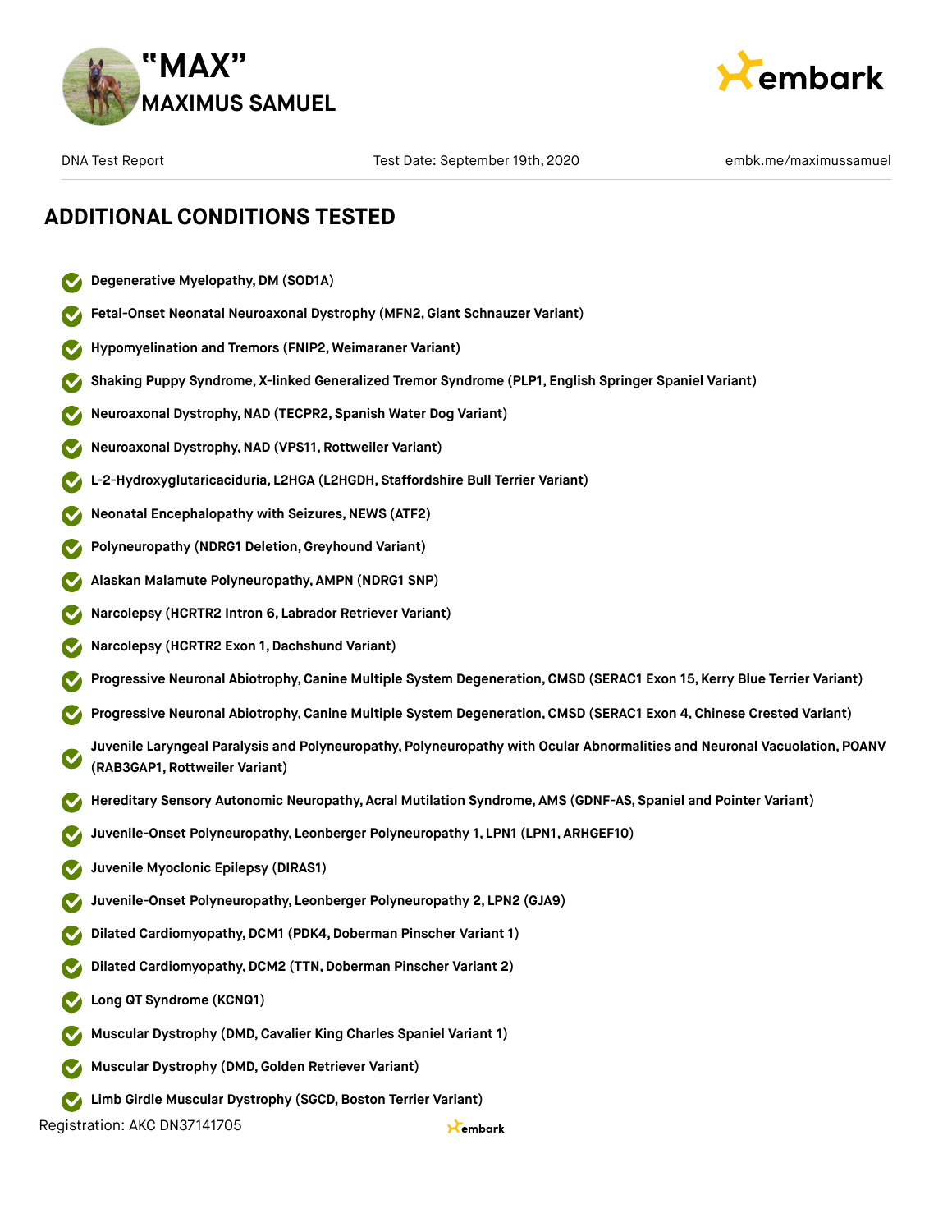## ADDITIONAL CONDITIONS TESTED

- Degenerative Myelopathy, DM (SOD1A)
- Fetal-Onset Neonatal Neuroaxonal Dystrophy (MFN2, Giant Schnauzer Variant)
- Hypomyelination and Tremors (FNIP2, Weimaraner Variant)
- Shaking Puppy Syndrome, X-linked Generalized Tremor Syndrome (PLP1, English Springer Spaniel Variant)
- Neuroaxonal Dystrophy, NAD (TECPR2, Spanish Water Dog Variant)
- Neuroaxonal Dystrophy, NAD (VPS11, Rottweiler Variant)
- L-2-Hydroxyglutaricaciduria, L2HGA (L2HGDH, Staffordshire Bull Terrier Variant)
- Neonatal Encephalopathy with Seizures, NEWS (ATF2)
- Polyneuropathy (NDRG1 Deletion, Greyhound Variant)
- Alaskan Malamute Polyneuropathy, AMPN (NDRG1 SNP)
- Narcolepsy (HCRTR2 Intron 6, Labrador Retriever Variant)
- Narcolepsy (HCRTR2 Exon 1, Dachshund Variant)
- Progressive Neuronal Abiotrophy, Canine Multiple System Degeneration, CMSD (SERAC1 Exon 15, Kerry Blue Terrier Variant)
- Progressive Neuronal Abiotrophy, Canine Multiple System Degeneration, CMSD (SERAC1 Exon 4, Chinese Crested Variant)
- Juvenile Laryngeal Paralysis and Polyneuropathy, Polyneuropathy with Ocular Abnormalities and Neuronal Vacuolation, POANV (RAB3GAP1, Rottweiler Variant)
- Hereditary Sensory Autonomic Neuropathy, Acral Mutilation Syndrome, AMS (GDNF-AS, Spaniel and Pointer Variant)
- Juvenile-Onset Polyneuropathy, Leonberger Polyneuropathy 1, LPN1 (LPN1, ARHGEF10)
- Juvenile Myoclonic Epilepsy (DIRAS1)
- Juvenile-Onset Polyneuropathy, Leonberger Polyneuropathy 2, LPN2 (GJA9)
- Dilated Cardiomyopathy, DCM1 (PDK4, Doberman Pinscher Variant 1)
- Dilated Cardiomyopathy, DCM2 (TTN, Doberman Pinscher Variant 2)
- Long QT Syndrome (KCNQ1)
- Muscular Dystrophy (DMD, Cavalier King Charles Spaniel Variant 1)
- Muscular Dystrophy (DMD, Golden Retriever Variant)
- Limb Girdle Muscular Dystrophy (SGCD, Boston Terrier Variant)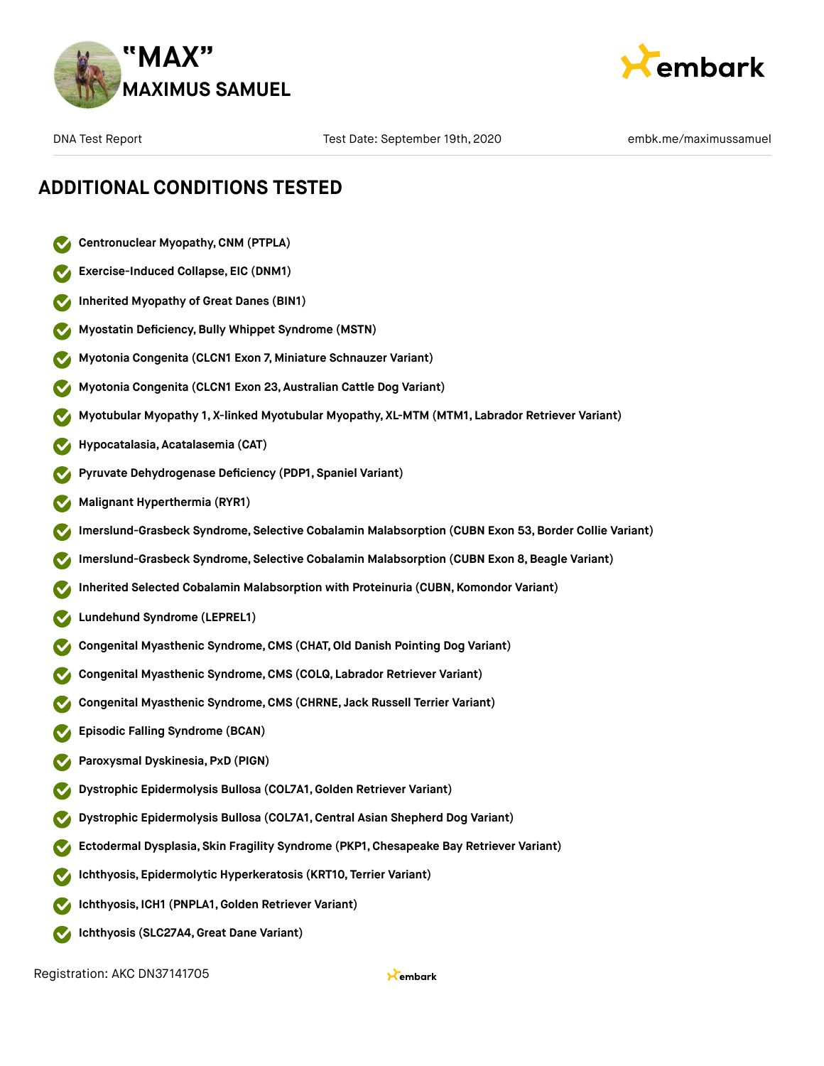# "MAX"
## MAXIMUS SAMUEL

DNA Test Report | Test Date: September 19th, 2020 | embk.me/maximussamuel

## ADDITIONAL CONDITIONS TESTED

- Centronuclear Myopathy, CNM (PTPLA)
- Exercise-Induced Collapse, EIC (DNM1)
- Inherited Myopathy of Great Danes (BIN1)
- Myostatin Deficiency, Bully Whippet Syndrome (MSTN)
- Myotonia Congenita (CLCN1 Exon 7, Miniature Schnauzer Variant)
- Myotonia Congenita (CLCN1 Exon 23, Australian Cattle Dog Variant)
- Myotubular Myopathy 1, X-linked Myotubular Myopathy, XL-MTM (MTM1, Labrador Retriever Variant)
- Hypocatalasia, Acatalasemia (CAT)
- Pyruvate Dehydrogenase Deficiency (PDP1, Spaniel Variant)
- Malignant Hyperthermia (RYR1)
- Imerslund-Grasbeck Syndrome, Selective Cobalamin Malabsorption (CUBN Exon 53, Border Collie Variant)
- Imerslund-Grasbeck Syndrome, Selective Cobalamin Malabsorption (CUBN Exon 8, Beagle Variant)
- Inherited Selected Cobalamin Malabsorption with Proteinuria (CUBN, Komondor Variant)
- Lundehund Syndrome (LEPREL1)
- Congenital Myasthenic Syndrome, CMS (CHAT, Old Danish Pointing Dog Variant)
- Congenital Myasthenic Syndrome, CMS (COLQ, Labrador Retriever Variant)
- Congenital Myasthenic Syndrome, CMS (CHRNE, Jack Russell Terrier Variant)
- Episodic Falling Syndrome (BCAN)
- Paroxysmal Dyskinesia, PxD (PIGN)
- Dystrophic Epidermolysis Bullosa (COL7A1, Golden Retriever Variant)
- Dystrophic Epidermolysis Bullosa (COL7A1, Central Asian Shepherd Dog Variant)
- Ectodermal Dysplasia, Skin Fragility Syndrome (PKP1, Chesapeake Bay Retriever Variant)
- Ichthyosis, Epidermolytic Hyperkeratosis (KRT10, Terrier Variant)
- Ichthyosis, ICH1 (PNPLA1, Golden Retriever Variant)
- Ichthyosis (SLC27A4, Great Dane Variant)

Registration: AKC DN37141705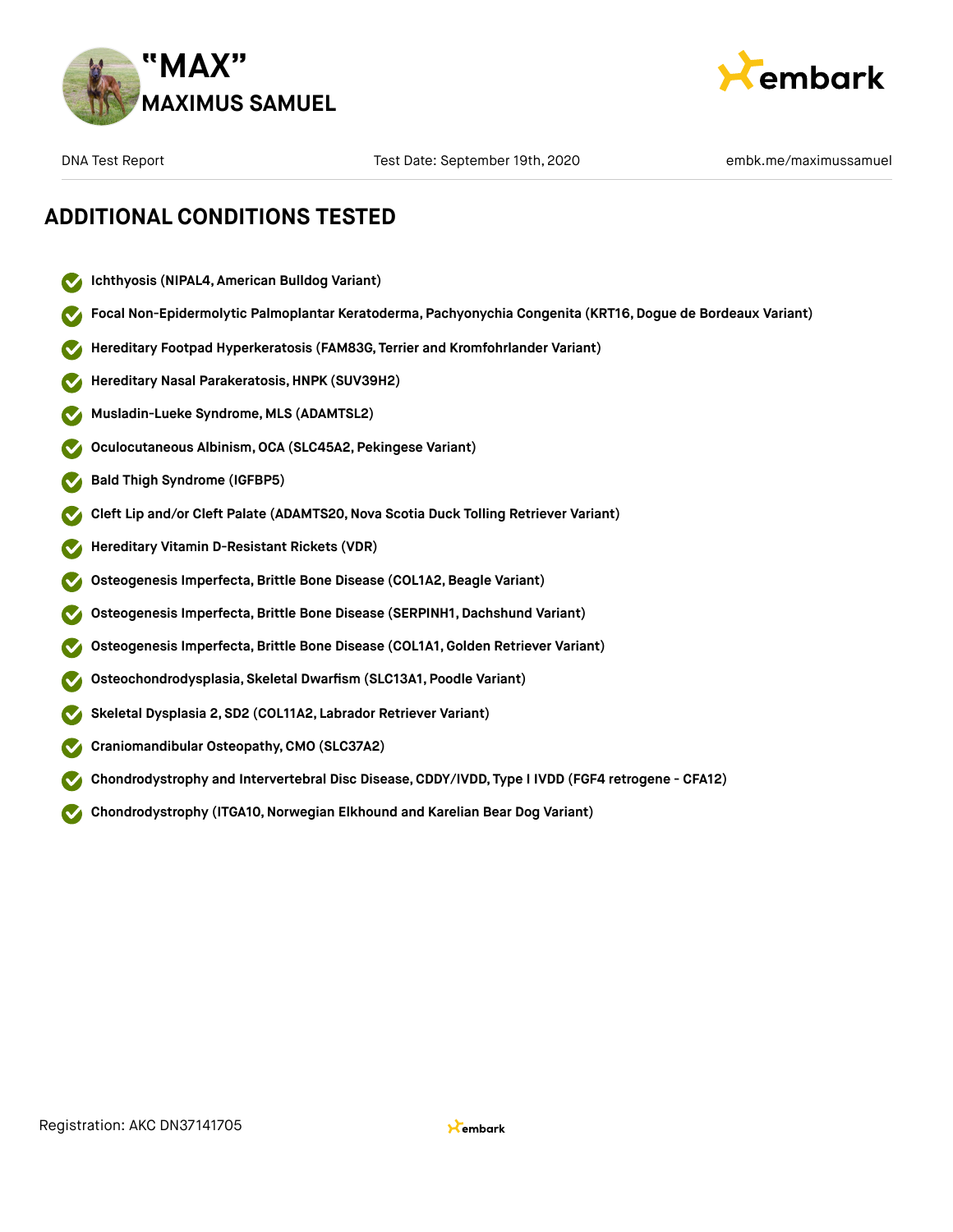## ADDITIONAL CONDITIONS TESTED

- **Ichthyosis (NIPAL4, American Bulldog Variant)**
- **Focal Non-Epidermolytic Palmoplantar Keratoderma, Pachyonychia Congenita (KRT16, Dogue de Bordeaux Variant)**
- **Hereditary Footpad Hyperkeratosis (FAM83G, Terrier and Kromfohrlander Variant)**
- **Hereditary Nasal Parakeratosis, HNPK (SUV39H2)**
- **Musladin-Lueke Syndrome, MLS (ADAMTSL2)**
- **Oculocutaneous Albinism, OCA (SLC45A2, Pekingese Variant)**
- **Bald Thigh Syndrome (IGFBP5)**
- **Cleft Lip and/or Cleft Palate (ADAMTS20, Nova Scotia Duck Tolling Retriever Variant)**
- **Hereditary Vitamin D-Resistant Rickets (VDR)**
- **Osteogenesis Imperfecta, Brittle Bone Disease (COL1A2, Beagle Variant)**
- **Osteogenesis Imperfecta, Brittle Bone Disease (SERPINH1, Dachshund Variant)**
- **Osteogenesis Imperfecta, Brittle Bone Disease (COL1A1, Golden Retriever Variant)**
- **Osteochondrodysplasia, Skeletal Dwarfism (SLC13A1, Poodle Variant)**
- **Skeletal Dysplasia 2, SD2 (COL11A2, Labrador Retriever Variant)**
- **Craniomandibular Osteopathy, CMO (SLC37A2)**
- **Chondrodystrophy and Intervertebral Disc Disease, CDDY/IVDD, Type I IVDD (FGF4 retrogene - CFA12)**
- **Chondrodystrophy (ITGA10, Norwegian Elkhound and Karelian Bear Dog Variant)**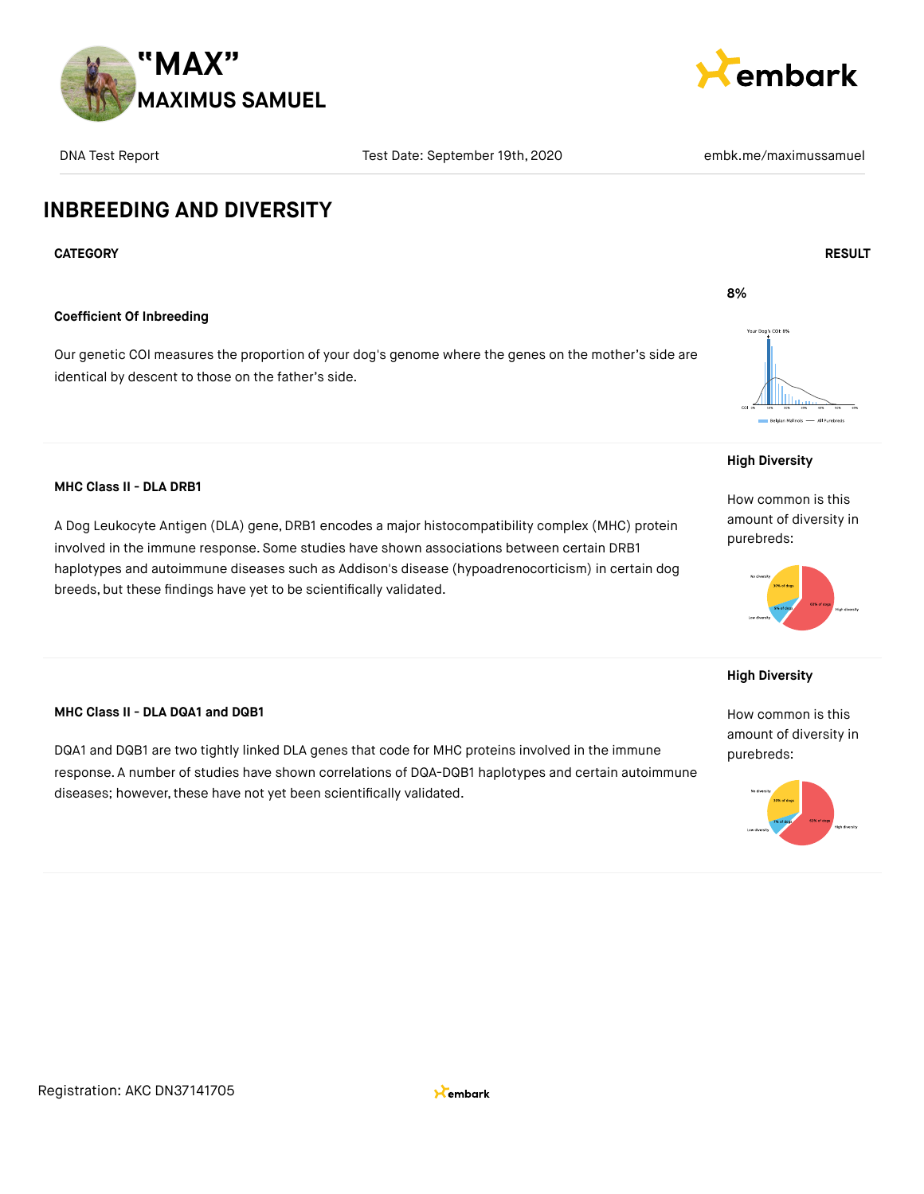# "MAX"
# MAXIMUS SAMUEL

DNA Test Report | Test Date: September 19th, 2020 | embk.me/maximussamuel

## INBREEDING AND DIVERSITY

**CATEGORY** **RESULT**

### Coefficient Of Inbreeding

**8%**

Our genetic COI measures the proportion of your dog's genome where the genes on the mother's side are identical by descent to those on the father's side.

Your Dog's COI: 8%

Belgian Malinois — All Purebreds

### MHC Class II - DLA DRB1

**High Diversity**

A Dog Leukocyte Antigen (DLA) gene, DRB1 encodes a major histocompatibility complex (MHC) protein involved in the immune response. Some studies have shown associations between certain DRB1 haplotypes and autoimmune diseases such as Addison's disease (hypoadrenocorticism) in certain dog breeds, but these findings have yet to be scientifically validated.

How common is this amount of diversity in purebreds:

No diversity
Low diversity
High diversity

### MHC Class II - DLA DQA1 and DQB1

**High Diversity**

DQA1 and DQB1 are two tightly linked DLA genes that code for MHC proteins involved in the immune response. A number of studies have shown correlations of DQA-DQB1 haplotypes and certain autoimmune diseases; however, these have not yet been scientifically validated.

How common is this amount of diversity in purebreds:

No diversity
Low diversity
High diversity

Registration: AKC DN37141705